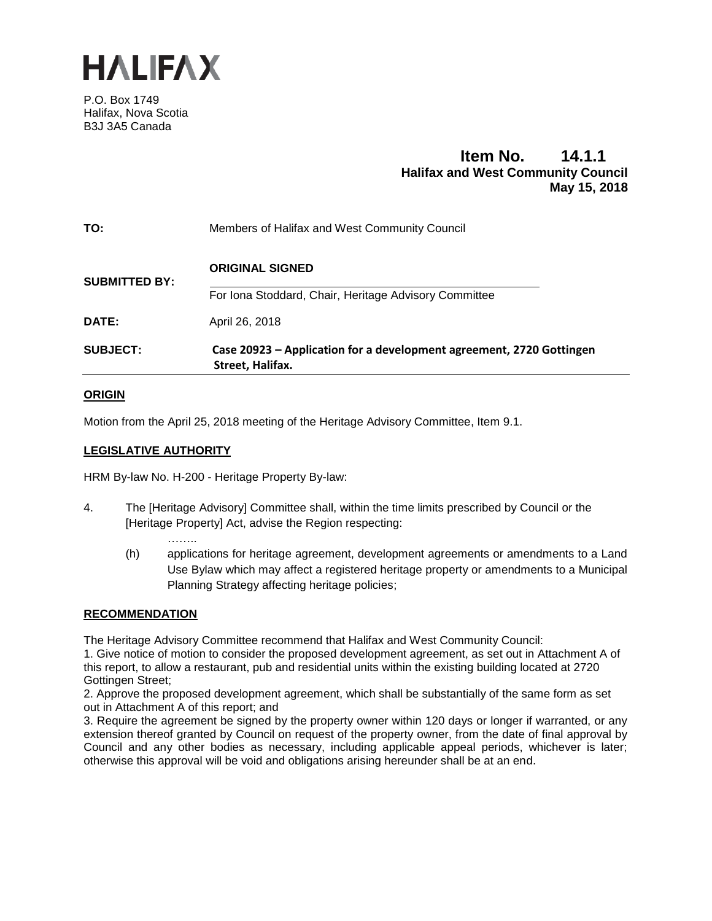# HALIFAX

P.O. Box 1749
Halifax, Nova Scotia
B3J 3A5 Canada

**Item No. 14.1.1**
**Halifax and West Community Council**
**May 15, 2018**

| | |
|---|---|
| **TO:** | Members of Halifax and West Community Council |
| **SUBMITTED BY:** | **ORIGINAL SIGNED**<br>For Iona Stoddard, Chair, Heritage Advisory Committee |
| **DATE:** | April 26, 2018 |
| **SUBJECT:** | **Case 20923 – Application for a development agreement, 2720 Gottingen Street, Halifax.** |

## ORIGIN

Motion from the April 25, 2018 meeting of the Heritage Advisory Committee, Item 9.1.

## LEGISLATIVE AUTHORITY

HRM By-law No. H-200 - Heritage Property By-law:

4. The [Heritage Advisory] Committee shall, within the time limits prescribed by Council or the [Heritage Property] Act, advise the Region respecting:

   ……..

   (h) applications for heritage agreement, development agreements or amendments to a Land Use Bylaw which may affect a registered heritage property or amendments to a Municipal Planning Strategy affecting heritage policies;

## RECOMMENDATION

The Heritage Advisory Committee recommend that Halifax and West Community Council:
1. Give notice of motion to consider the proposed development agreement, as set out in Attachment A of this report, to allow a restaurant, pub and residential units within the existing building located at 2720 Gottingen Street;
2. Approve the proposed development agreement, which shall be substantially of the same form as set out in Attachment A of this report; and
3. Require the agreement be signed by the property owner within 120 days or longer if warranted, or any extension thereof granted by Council on request of the property owner, from the date of final approval by Council and any other bodies as necessary, including applicable appeal periods, whichever is later; otherwise this approval will be void and obligations arising hereunder shall be at an end.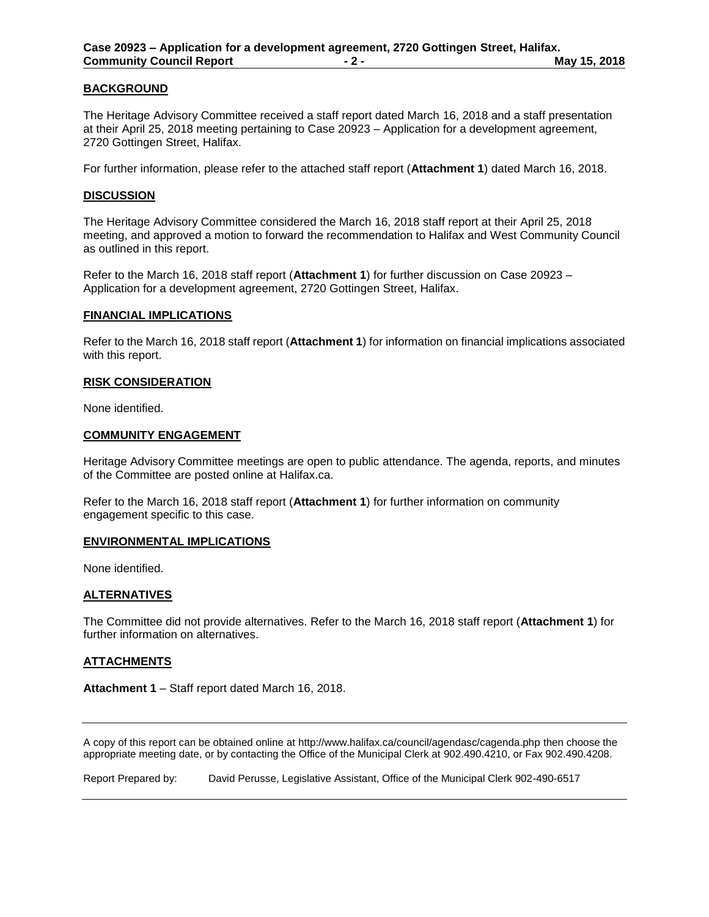## BACKGROUND

The Heritage Advisory Committee received a staff report dated March 16, 2018 and a staff presentation at their April 25, 2018 meeting pertaining to Case 20923 – Application for a development agreement, 2720 Gottingen Street, Halifax.

For further information, please refer to the attached staff report (**Attachment 1**) dated March 16, 2018.

## DISCUSSION

The Heritage Advisory Committee considered the March 16, 2018 staff report at their April 25, 2018 meeting, and approved a motion to forward the recommendation to Halifax and West Community Council as outlined in this report.

Refer to the March 16, 2018 staff report (**Attachment 1**) for further discussion on Case 20923 – Application for a development agreement, 2720 Gottingen Street, Halifax.

## FINANCIAL IMPLICATIONS

Refer to the March 16, 2018 staff report (**Attachment 1**) for information on financial implications associated with this report.

## RISK CONSIDERATION

None identified.

## COMMUNITY ENGAGEMENT

Heritage Advisory Committee meetings are open to public attendance. The agenda, reports, and minutes of the Committee are posted online at Halifax.ca.

Refer to the March 16, 2018 staff report (**Attachment 1**) for further information on community engagement specific to this case.

## ENVIRONMENTAL IMPLICATIONS

None identified.

## ALTERNATIVES

The Committee did not provide alternatives. Refer to the March 16, 2018 staff report (**Attachment 1**) for further information on alternatives.

## ATTACHMENTS

**Attachment 1** – Staff report dated March 16, 2018.

---

A copy of this report can be obtained online at http://www.halifax.ca/council/agendasc/cagenda.php then choose the appropriate meeting date, or by contacting the Office of the Municipal Clerk at 902.490.4210, or Fax 902.490.4208.

Report Prepared by: David Perusse, Legislative Assistant, Office of the Municipal Clerk 902-490-6517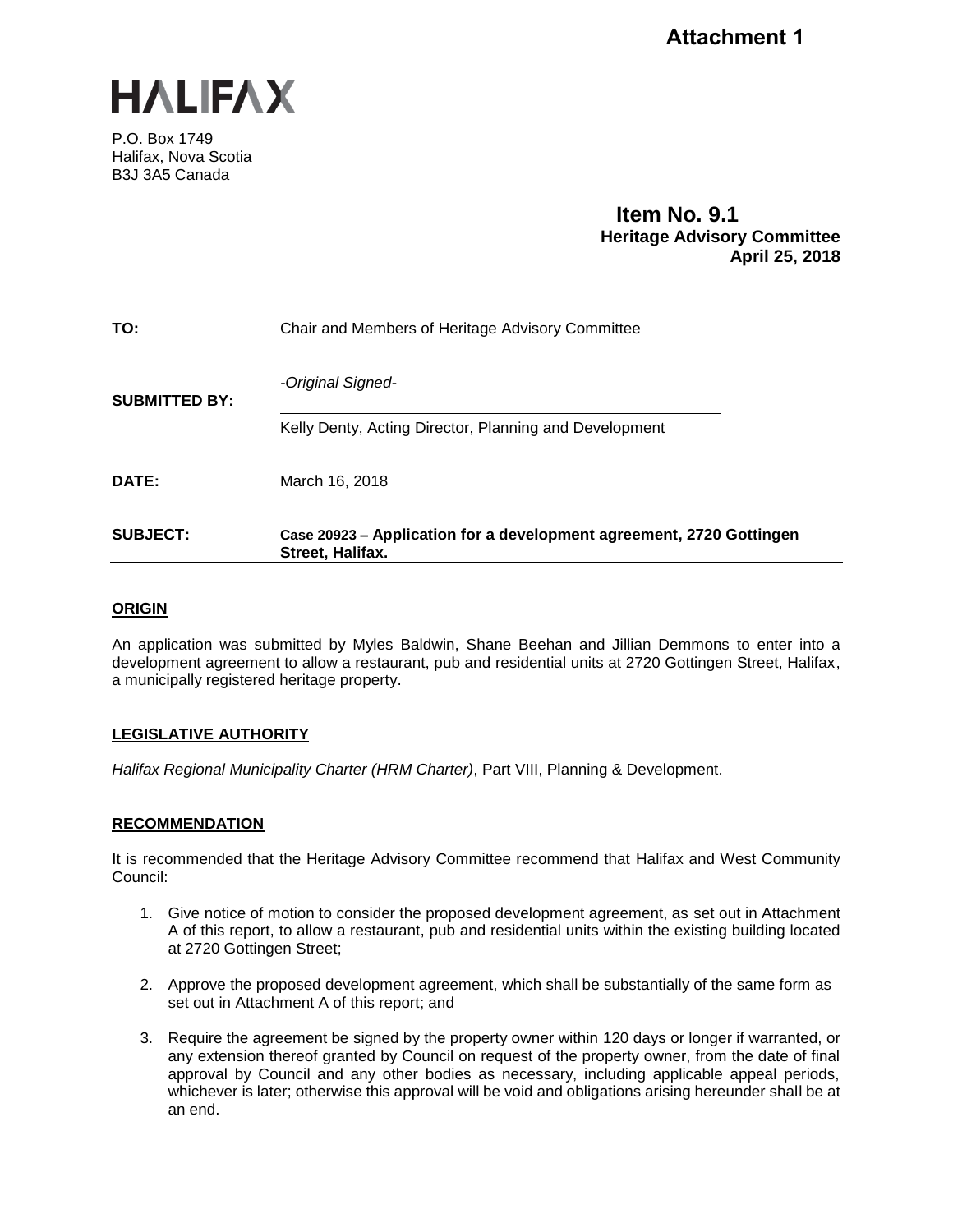**Attachment 1**

# HALIFAX

P.O. Box 1749
Halifax, Nova Scotia
B3J 3A5 Canada

**Item No. 9.1**
**Heritage Advisory Committee**
**April 25, 2018**

| | |
|---|---|
| **TO:** | Chair and Members of Heritage Advisory Committee |
| **SUBMITTED BY:** | *-Original Signed-* <br> Kelly Denty, Acting Director, Planning and Development |
| **DATE:** | March 16, 2018 |
| **SUBJECT:** | **Case 20923 – Application for a development agreement, 2720 Gottingen Street, Halifax.** |

## ORIGIN

An application was submitted by Myles Baldwin, Shane Beehan and Jillian Demmons to enter into a development agreement to allow a restaurant, pub and residential units at 2720 Gottingen Street, Halifax, a municipally registered heritage property.

## LEGISLATIVE AUTHORITY

*Halifax Regional Municipality Charter (HRM Charter)*, Part VIII, Planning & Development.

## RECOMMENDATION

It is recommended that the Heritage Advisory Committee recommend that Halifax and West Community Council:

1. Give notice of motion to consider the proposed development agreement, as set out in Attachment A of this report, to allow a restaurant, pub and residential units within the existing building located at 2720 Gottingen Street;

2. Approve the proposed development agreement, which shall be substantially of the same form as set out in Attachment A of this report; and

3. Require the agreement be signed by the property owner within 120 days or longer if warranted, or any extension thereof granted by Council on request of the property owner, from the date of final approval by Council and any other bodies as necessary, including applicable appeal periods, whichever is later; otherwise this approval will be void and obligations arising hereunder shall be at an end.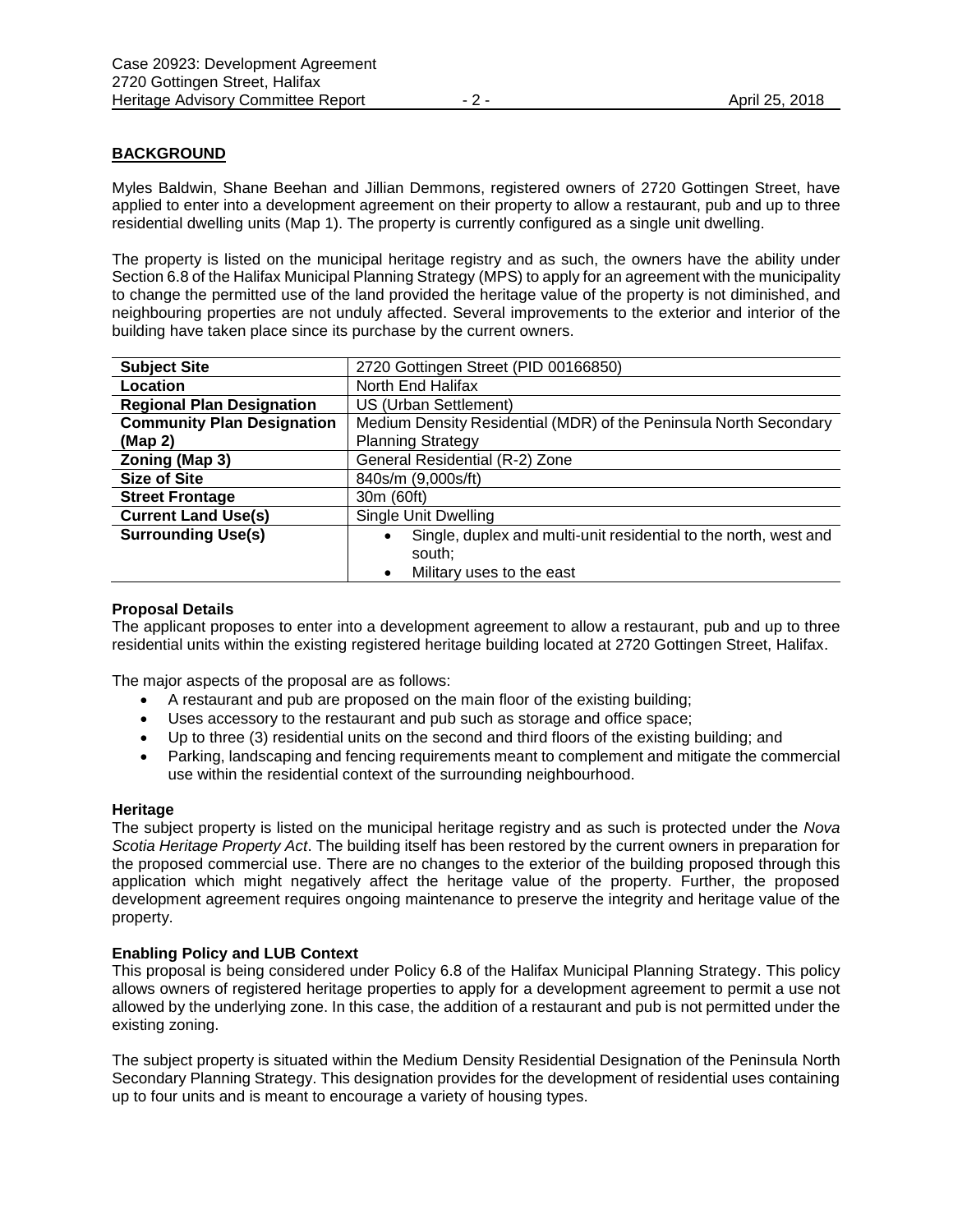## BACKGROUND

Myles Baldwin, Shane Beehan and Jillian Demmons, registered owners of 2720 Gottingen Street, have applied to enter into a development agreement on their property to allow a restaurant, pub and up to three residential dwelling units (Map 1). The property is currently configured as a single unit dwelling.

The property is listed on the municipal heritage registry and as such, the owners have the ability under Section 6.8 of the Halifax Municipal Planning Strategy (MPS) to apply for an agreement with the municipality to change the permitted use of the land provided the heritage value of the property is not diminished, and neighbouring properties are not unduly affected. Several improvements to the exterior and interior of the building have taken place since its purchase by the current owners.

| | |
|---|---|
| **Subject Site** | 2720 Gottingen Street (PID 00166850) |
| **Location** | North End Halifax |
| **Regional Plan Designation** | US (Urban Settlement) |
| **Community Plan Designation (Map 2)** | Medium Density Residential (MDR) of the Peninsula North Secondary Planning Strategy |
| **Zoning (Map 3)** | General Residential (R-2) Zone |
| **Size of Site** | 840s/m (9,000s/ft) |
| **Street Frontage** | 30m (60ft) |
| **Current Land Use(s)** | Single Unit Dwelling |
| **Surrounding Use(s)** | • Single, duplex and multi-unit residential to the north, west and south; • Military uses to the east |

### Proposal Details

The applicant proposes to enter into a development agreement to allow a restaurant, pub and up to three residential units within the existing registered heritage building located at 2720 Gottingen Street, Halifax.

The major aspects of the proposal are as follows:

- A restaurant and pub are proposed on the main floor of the existing building;
- Uses accessory to the restaurant and pub such as storage and office space;
- Up to three (3) residential units on the second and third floors of the existing building; and
- Parking, landscaping and fencing requirements meant to complement and mitigate the commercial use within the residential context of the surrounding neighbourhood.

### Heritage

The subject property is listed on the municipal heritage registry and as such is protected under the *Nova Scotia Heritage Property Act*. The building itself has been restored by the current owners in preparation for the proposed commercial use. There are no changes to the exterior of the building proposed through this application which might negatively affect the heritage value of the property. Further, the proposed development agreement requires ongoing maintenance to preserve the integrity and heritage value of the property.

### Enabling Policy and LUB Context

This proposal is being considered under Policy 6.8 of the Halifax Municipal Planning Strategy. This policy allows owners of registered heritage properties to apply for a development agreement to permit a use not allowed by the underlying zone. In this case, the addition of a restaurant and pub is not permitted under the existing zoning.

The subject property is situated within the Medium Density Residential Designation of the Peninsula North Secondary Planning Strategy. This designation provides for the development of residential uses containing up to four units and is meant to encourage a variety of housing types.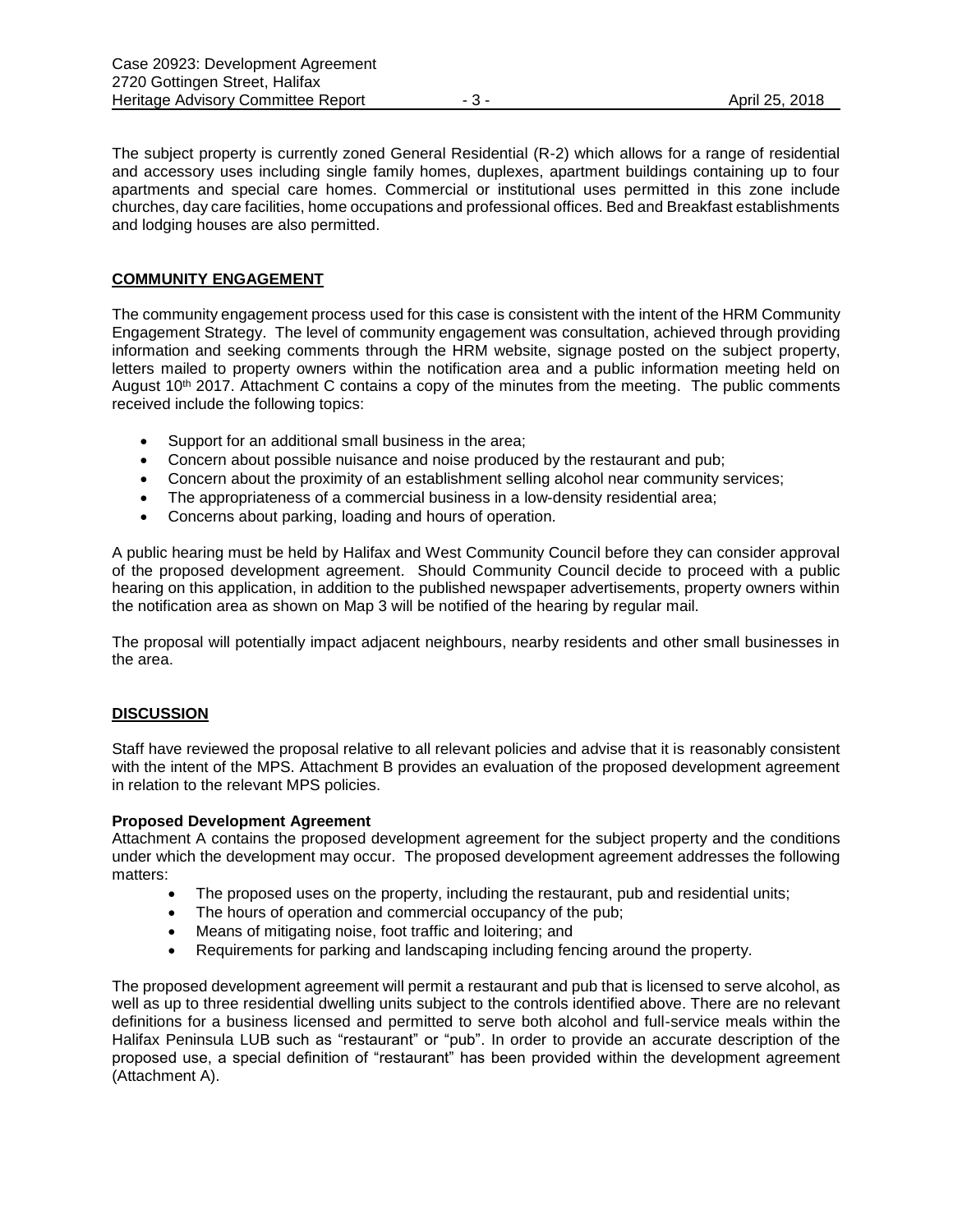The subject property is currently zoned General Residential (R-2) which allows for a range of residential and accessory uses including single family homes, duplexes, apartment buildings containing up to four apartments and special care homes. Commercial or institutional uses permitted in this zone include churches, day care facilities, home occupations and professional offices. Bed and Breakfast establishments and lodging houses are also permitted.

## COMMUNITY ENGAGEMENT

The community engagement process used for this case is consistent with the intent of the HRM Community Engagement Strategy. The level of community engagement was consultation, achieved through providing information and seeking comments through the HRM website, signage posted on the subject property, letters mailed to property owners within the notification area and a public information meeting held on August 10th 2017. Attachment C contains a copy of the minutes from the meeting. The public comments received include the following topics:

- Support for an additional small business in the area;
- Concern about possible nuisance and noise produced by the restaurant and pub;
- Concern about the proximity of an establishment selling alcohol near community services;
- The appropriateness of a commercial business in a low-density residential area;
- Concerns about parking, loading and hours of operation.

A public hearing must be held by Halifax and West Community Council before they can consider approval of the proposed development agreement. Should Community Council decide to proceed with a public hearing on this application, in addition to the published newspaper advertisements, property owners within the notification area as shown on Map 3 will be notified of the hearing by regular mail.

The proposal will potentially impact adjacent neighbours, nearby residents and other small businesses in the area.

## DISCUSSION

Staff have reviewed the proposal relative to all relevant policies and advise that it is reasonably consistent with the intent of the MPS. Attachment B provides an evaluation of the proposed development agreement in relation to the relevant MPS policies.

### Proposed Development Agreement

Attachment A contains the proposed development agreement for the subject property and the conditions under which the development may occur. The proposed development agreement addresses the following matters:

- The proposed uses on the property, including the restaurant, pub and residential units;
- The hours of operation and commercial occupancy of the pub;
- Means of mitigating noise, foot traffic and loitering; and
- Requirements for parking and landscaping including fencing around the property.

The proposed development agreement will permit a restaurant and pub that is licensed to serve alcohol, as well as up to three residential dwelling units subject to the controls identified above. There are no relevant definitions for a business licensed and permitted to serve both alcohol and full-service meals within the Halifax Peninsula LUB such as "restaurant" or "pub". In order to provide an accurate description of the proposed use, a special definition of "restaurant" has been provided within the development agreement (Attachment A).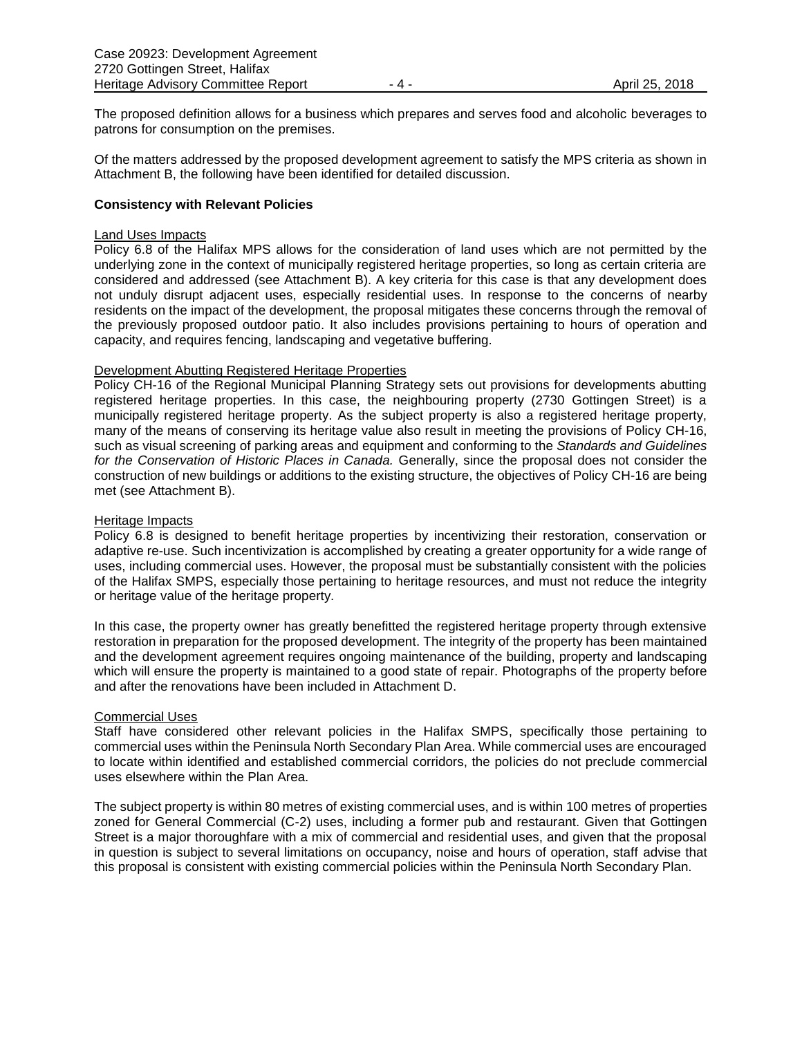The proposed definition allows for a business which prepares and serves food and alcoholic beverages to patrons for consumption on the premises.

Of the matters addressed by the proposed development agreement to satisfy the MPS criteria as shown in Attachment B, the following have been identified for detailed discussion.

**Consistency with Relevant Policies**

Land Uses Impacts

Policy 6.8 of the Halifax MPS allows for the consideration of land uses which are not permitted by the underlying zone in the context of municipally registered heritage properties, so long as certain criteria are considered and addressed (see Attachment B). A key criteria for this case is that any development does not unduly disrupt adjacent uses, especially residential uses. In response to the concerns of nearby residents on the impact of the development, the proposal mitigates these concerns through the removal of the previously proposed outdoor patio. It also includes provisions pertaining to hours of operation and capacity, and requires fencing, landscaping and vegetative buffering.

Development Abutting Registered Heritage Properties

Policy CH-16 of the Regional Municipal Planning Strategy sets out provisions for developments abutting registered heritage properties. In this case, the neighbouring property (2730 Gottingen Street) is a municipally registered heritage property. As the subject property is also a registered heritage property, many of the means of conserving its heritage value also result in meeting the provisions of Policy CH-16, such as visual screening of parking areas and equipment and conforming to the *Standards and Guidelines for the Conservation of Historic Places in Canada.* Generally, since the proposal does not consider the construction of new buildings or additions to the existing structure, the objectives of Policy CH-16 are being met (see Attachment B).

Heritage Impacts

Policy 6.8 is designed to benefit heritage properties by incentivizing their restoration, conservation or adaptive re-use. Such incentivization is accomplished by creating a greater opportunity for a wide range of uses, including commercial uses. However, the proposal must be substantially consistent with the policies of the Halifax SMPS, especially those pertaining to heritage resources, and must not reduce the integrity or heritage value of the heritage property.

In this case, the property owner has greatly benefitted the registered heritage property through extensive restoration in preparation for the proposed development. The integrity of the property has been maintained and the development agreement requires ongoing maintenance of the building, property and landscaping which will ensure the property is maintained to a good state of repair. Photographs of the property before and after the renovations have been included in Attachment D.

Commercial Uses

Staff have considered other relevant policies in the Halifax SMPS, specifically those pertaining to commercial uses within the Peninsula North Secondary Plan Area. While commercial uses are encouraged to locate within identified and established commercial corridors, the policies do not preclude commercial uses elsewhere within the Plan Area.

The subject property is within 80 metres of existing commercial uses, and is within 100 metres of properties zoned for General Commercial (C-2) uses, including a former pub and restaurant. Given that Gottingen Street is a major thoroughfare with a mix of commercial and residential uses, and given that the proposal in question is subject to several limitations on occupancy, noise and hours of operation, staff advise that this proposal is consistent with existing commercial policies within the Peninsula North Secondary Plan.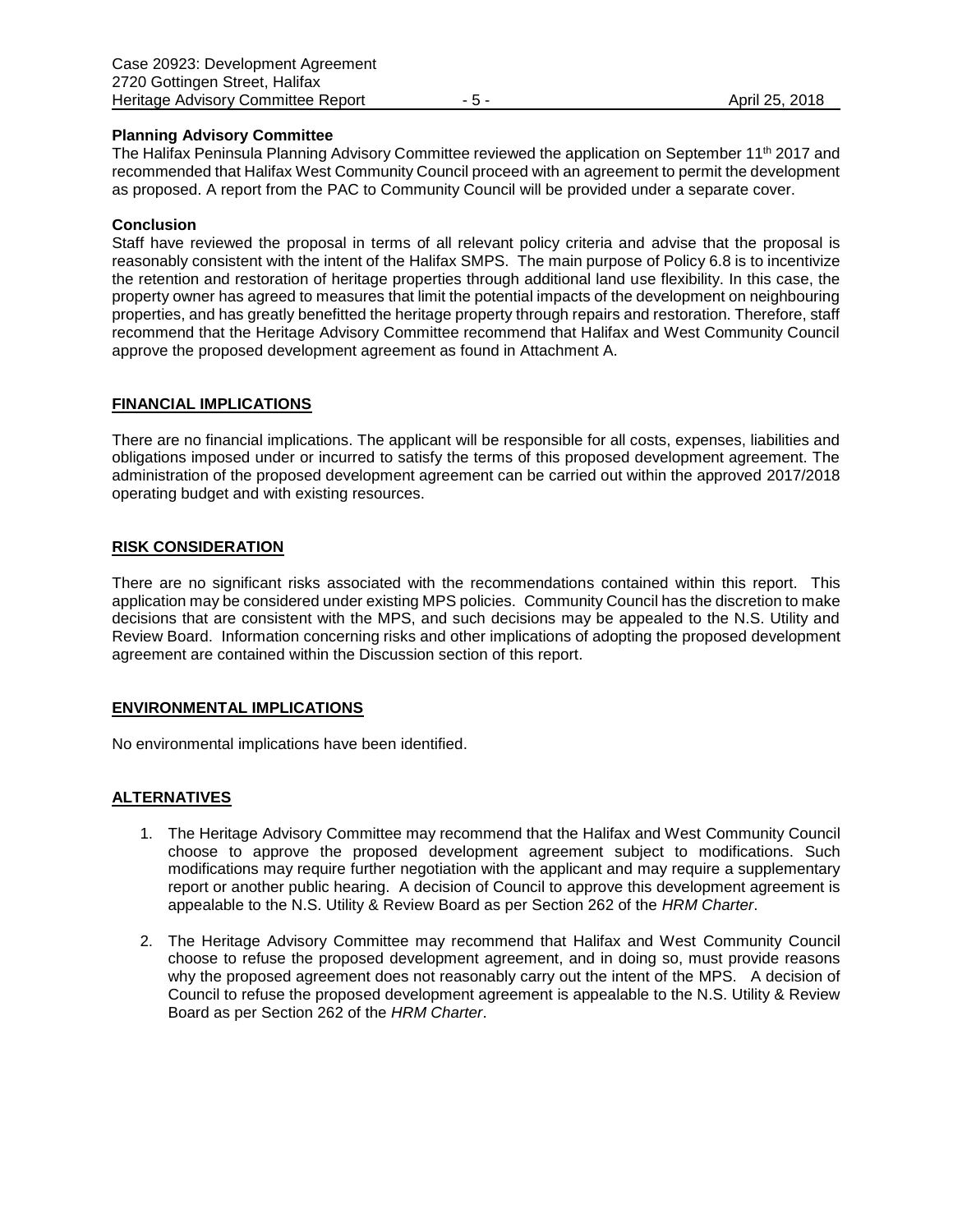**Planning Advisory Committee**

The Halifax Peninsula Planning Advisory Committee reviewed the application on September 11th 2017 and recommended that Halifax West Community Council proceed with an agreement to permit the development as proposed. A report from the PAC to Community Council will be provided under a separate cover.

**Conclusion**

Staff have reviewed the proposal in terms of all relevant policy criteria and advise that the proposal is reasonably consistent with the intent of the Halifax SMPS. The main purpose of Policy 6.8 is to incentivize the retention and restoration of heritage properties through additional land use flexibility. In this case, the property owner has agreed to measures that limit the potential impacts of the development on neighbouring properties, and has greatly benefitted the heritage property through repairs and restoration. Therefore, staff recommend that the Heritage Advisory Committee recommend that Halifax and West Community Council approve the proposed development agreement as found in Attachment A.

## FINANCIAL IMPLICATIONS

There are no financial implications. The applicant will be responsible for all costs, expenses, liabilities and obligations imposed under or incurred to satisfy the terms of this proposed development agreement. The administration of the proposed development agreement can be carried out within the approved 2017/2018 operating budget and with existing resources.

## RISK CONSIDERATION

There are no significant risks associated with the recommendations contained within this report. This application may be considered under existing MPS policies. Community Council has the discretion to make decisions that are consistent with the MPS, and such decisions may be appealed to the N.S. Utility and Review Board. Information concerning risks and other implications of adopting the proposed development agreement are contained within the Discussion section of this report.

## ENVIRONMENTAL IMPLICATIONS

No environmental implications have been identified.

## ALTERNATIVES

1. The Heritage Advisory Committee may recommend that the Halifax and West Community Council choose to approve the proposed development agreement subject to modifications. Such modifications may require further negotiation with the applicant and may require a supplementary report or another public hearing. A decision of Council to approve this development agreement is appealable to the N.S. Utility & Review Board as per Section 262 of the *HRM Charter*.
2. The Heritage Advisory Committee may recommend that Halifax and West Community Council choose to refuse the proposed development agreement, and in doing so, must provide reasons why the proposed agreement does not reasonably carry out the intent of the MPS. A decision of Council to refuse the proposed development agreement is appealable to the N.S. Utility & Review Board as per Section 262 of the *HRM Charter*.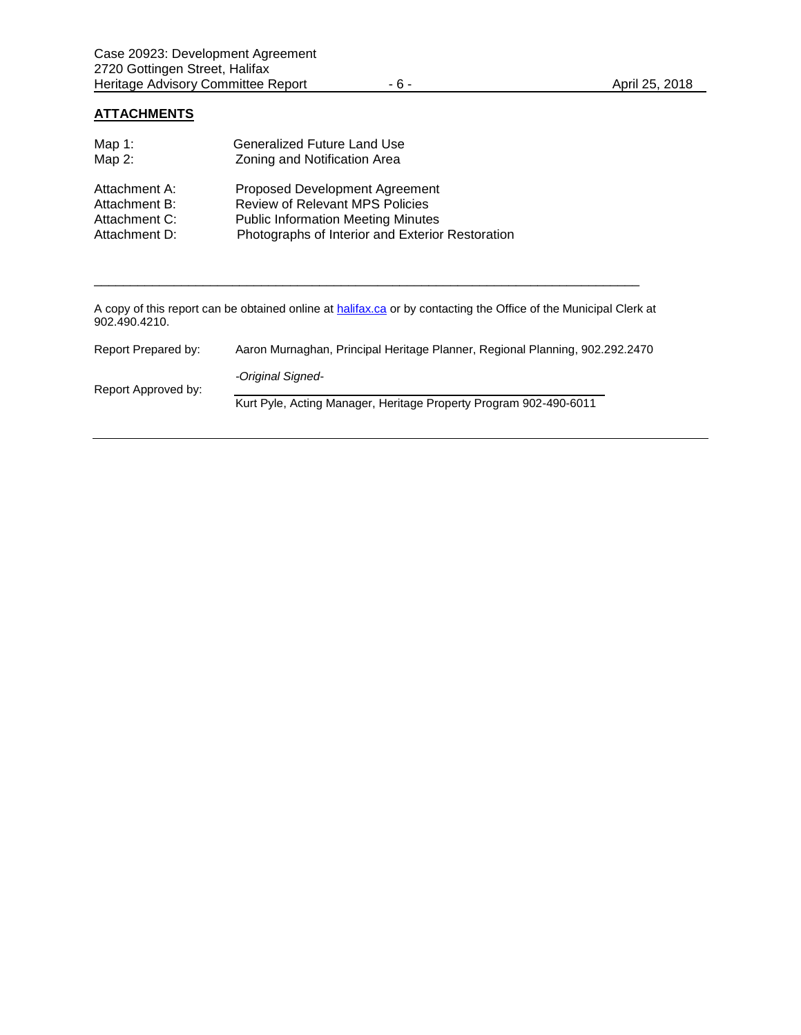## ATTACHMENTS

| | |
|---|---|
| Map 1: | Generalized Future Land Use |
| Map 2: | Zoning and Notification Area |
| Attachment A: | Proposed Development Agreement |
| Attachment B: | Review of Relevant MPS Policies |
| Attachment C: | Public Information Meeting Minutes |
| Attachment D: | Photographs of Interior and Exterior Restoration |

---

A copy of this report can be obtained online at [halifax.ca](halifax.ca) or by contacting the Office of the Municipal Clerk at 902.490.4210.

Report Prepared by: Aaron Murnaghan, Principal Heritage Planner, Regional Planning, 902.292.2470

Report Approved by: *-Original Signed-*
Kurt Pyle, Acting Manager, Heritage Property Program 902-490-6011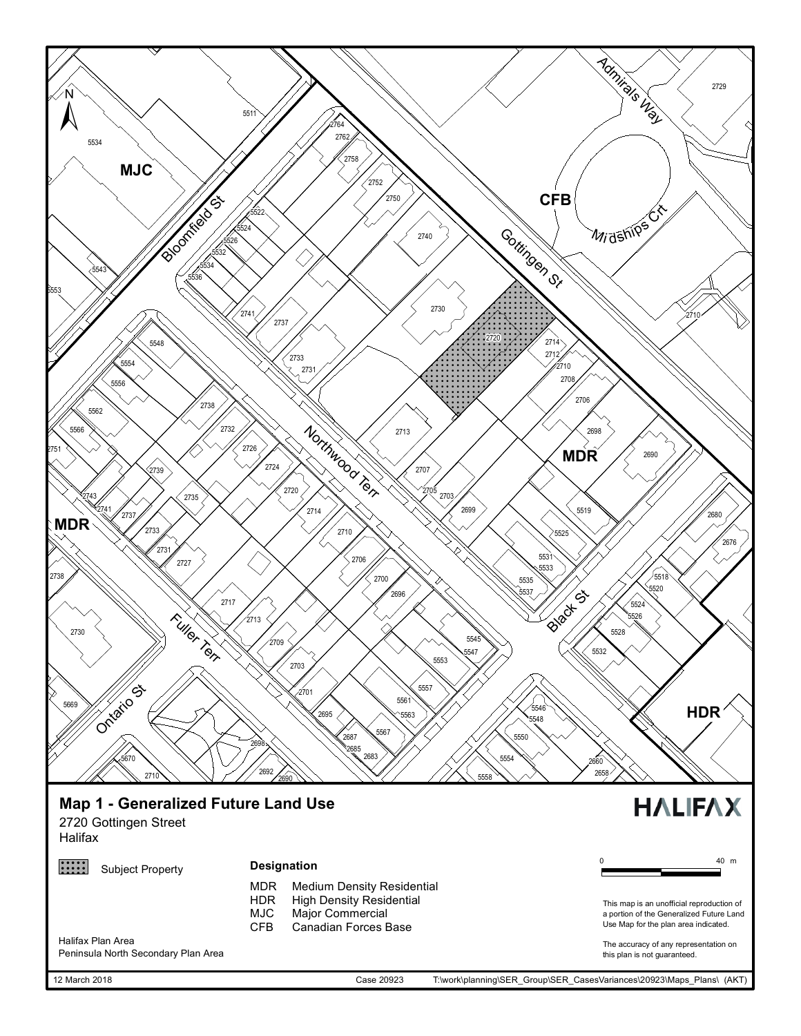# Map 1 - Generalized Future Land Use

2720 Gottingen Street
Halifax

Subject Property

**Designation**

MDR Medium Density Residential
HDR High Density Residential
MJC Major Commercial
CFB Canadian Forces Base

0 40 m

This map is an unofficial reproduction of a portion of the Generalized Future Land Use Map for the plan area indicated.

The accuracy of any representation on this plan is not guaranteed.

Halifax Plan Area
Peninsula North Secondary Plan Area

12 March 2018

Case 20923

T:\work\planning\SER_Group\SER_CasesVariances\20923\Maps_Plans\ (AKT)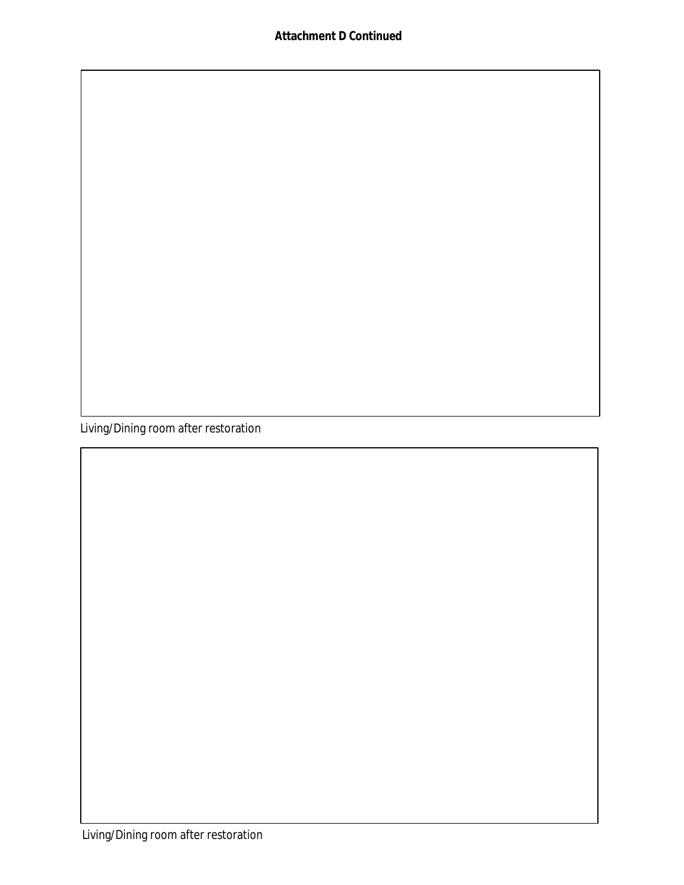**Attachment D Continued**

Living/Dining room after restoration

Living/Dining room after restoration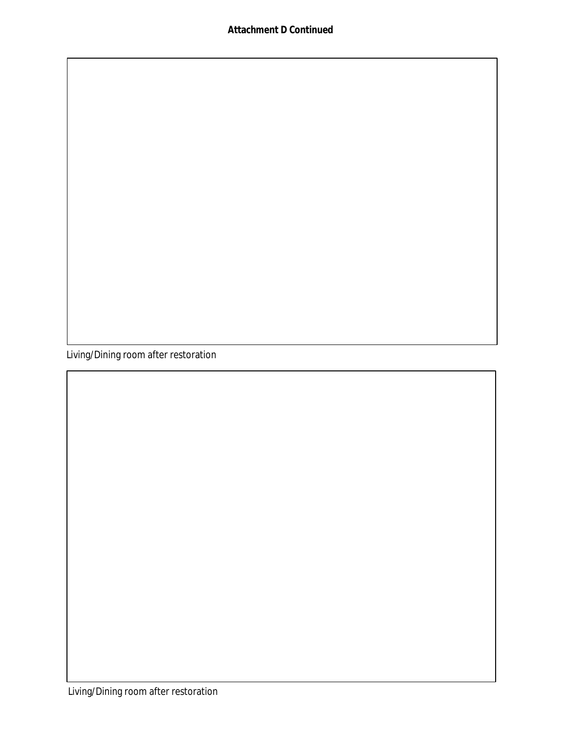**Attachment D Continued**

Living/Dining room after restoration

Living/Dining room after restoration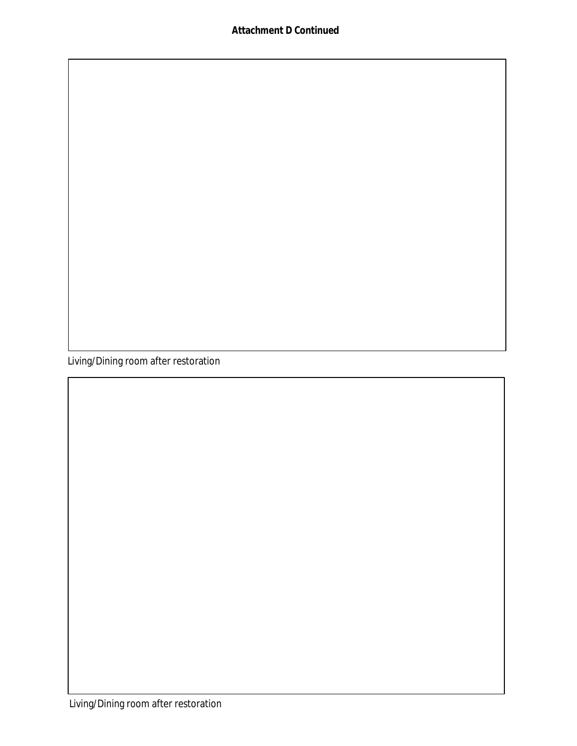**Attachment D Continued**

Living/Dining room after restoration

Living/Dining room after restoration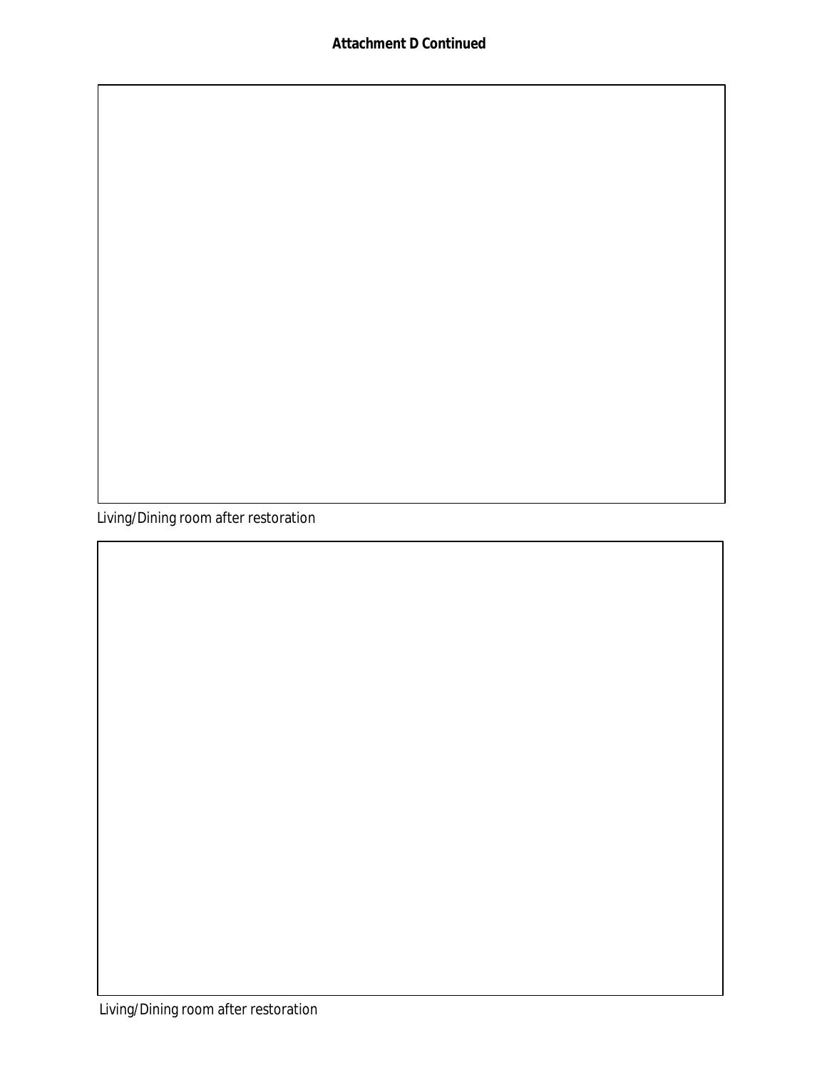**Attachment D Continued**

Living/Dining room after restoration

Living/Dining room after restoration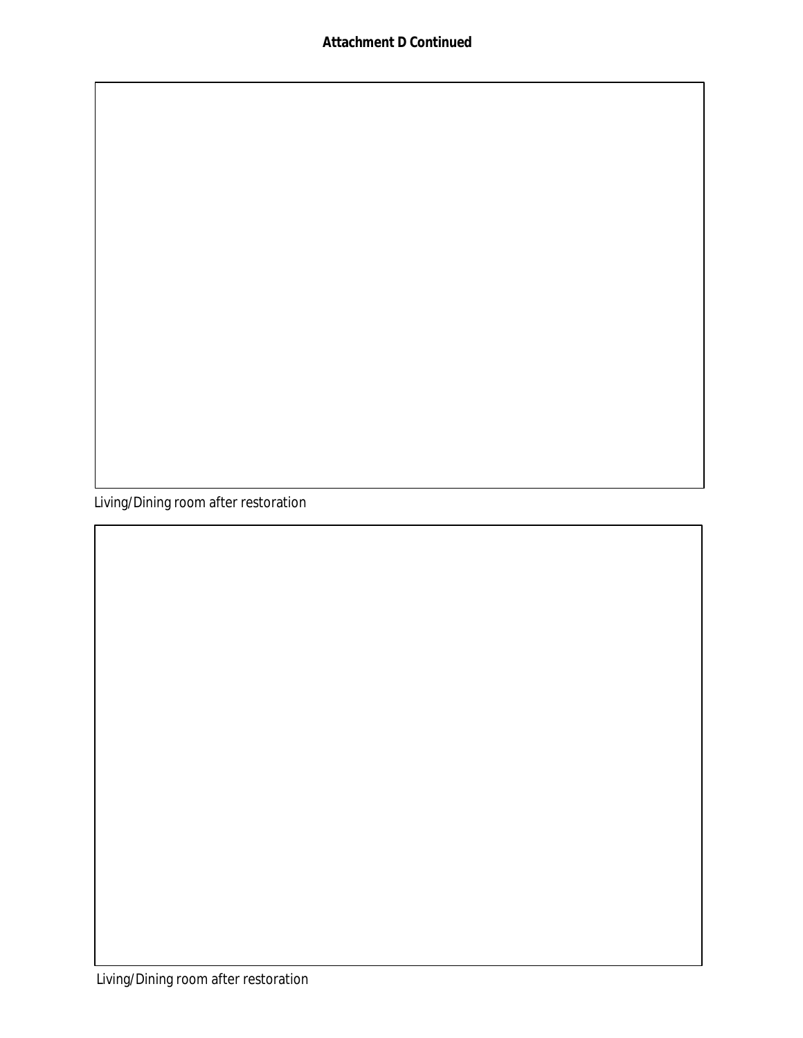**Attachment D Continued**

Living/Dining room after restoration

Living/Dining room after restoration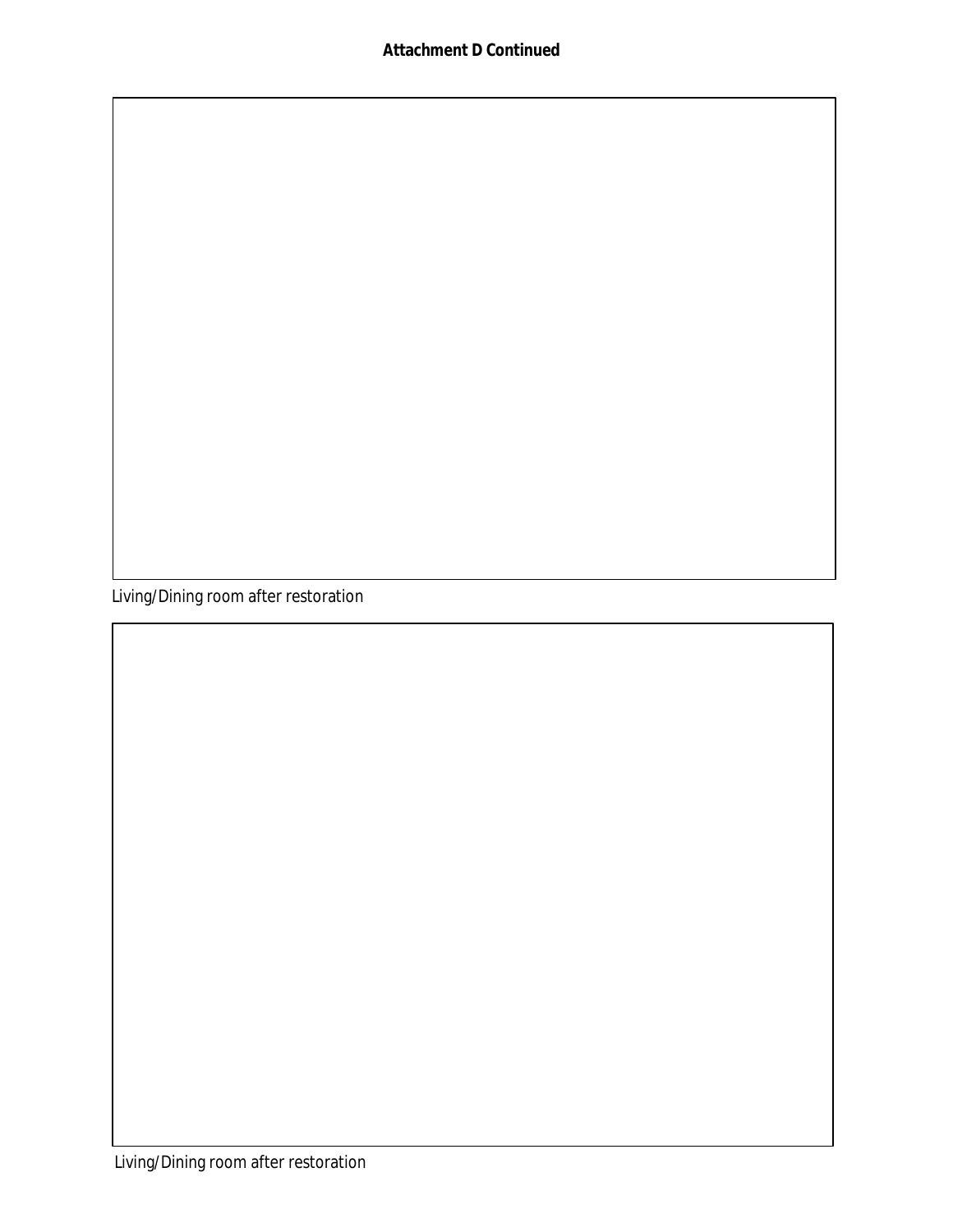**Attachment D Continued**

Living/Dining room after restoration

Living/Dining room after restoration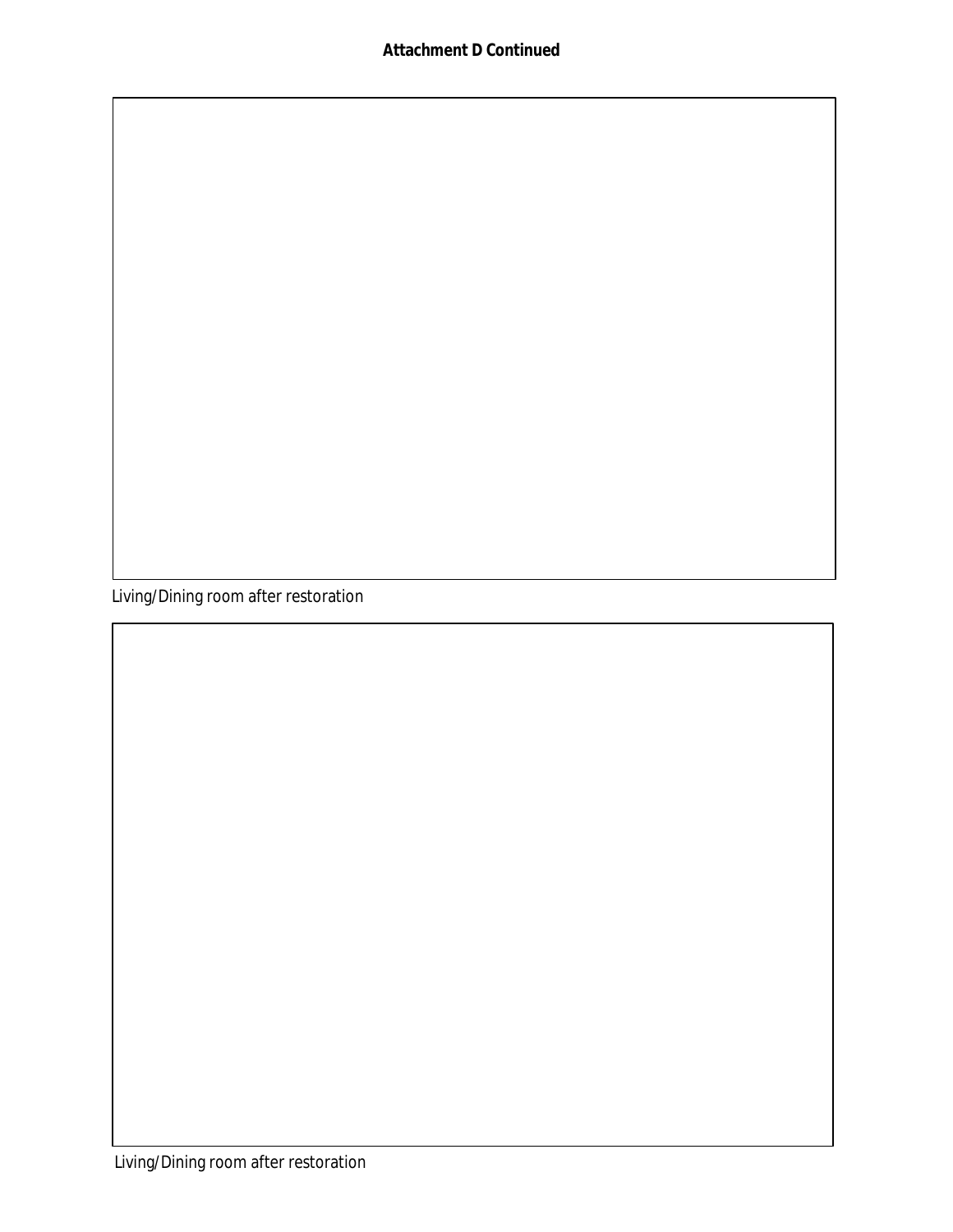**Attachment D Continued**

Living/Dining room after restoration

Living/Dining room after restoration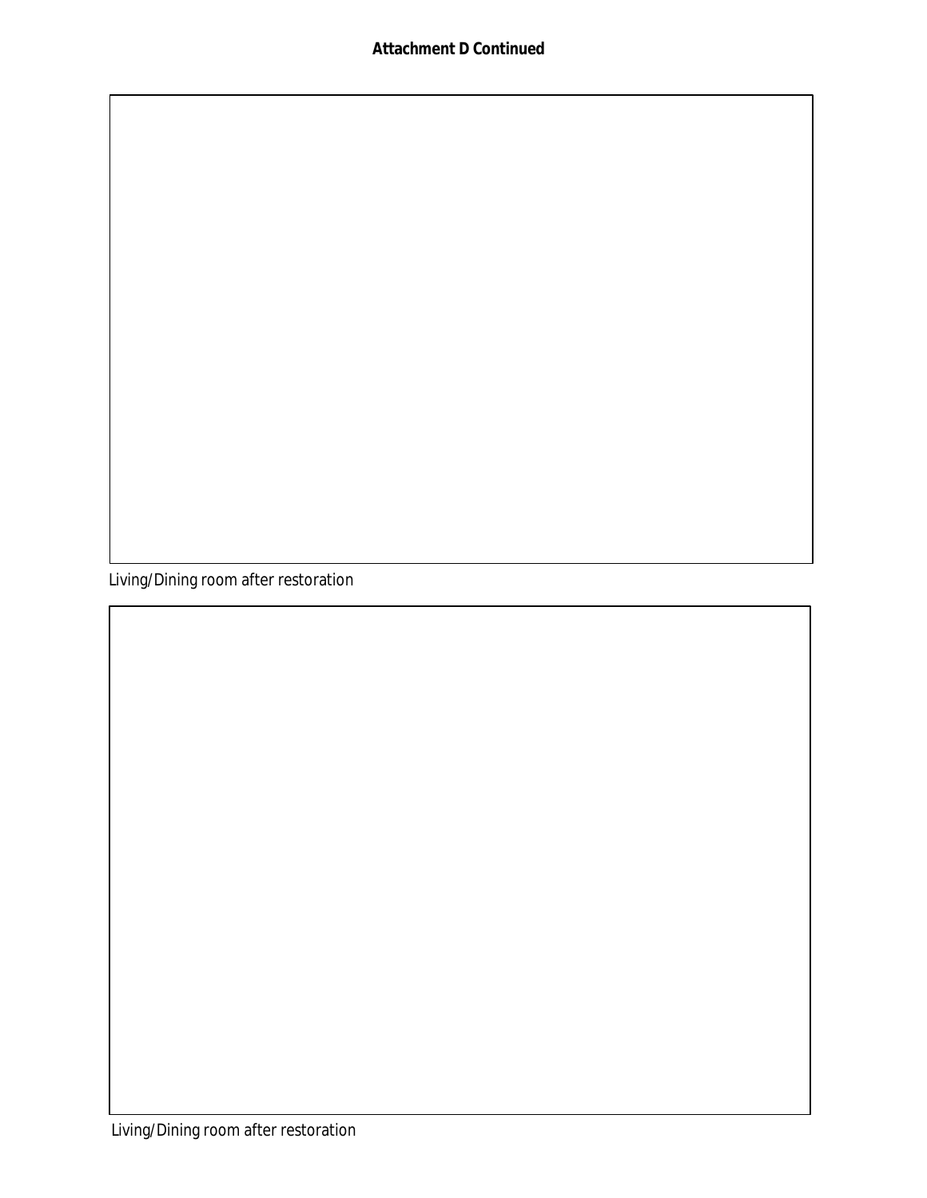**Attachment D Continued**

Living/Dining room after restoration

Living/Dining room after restoration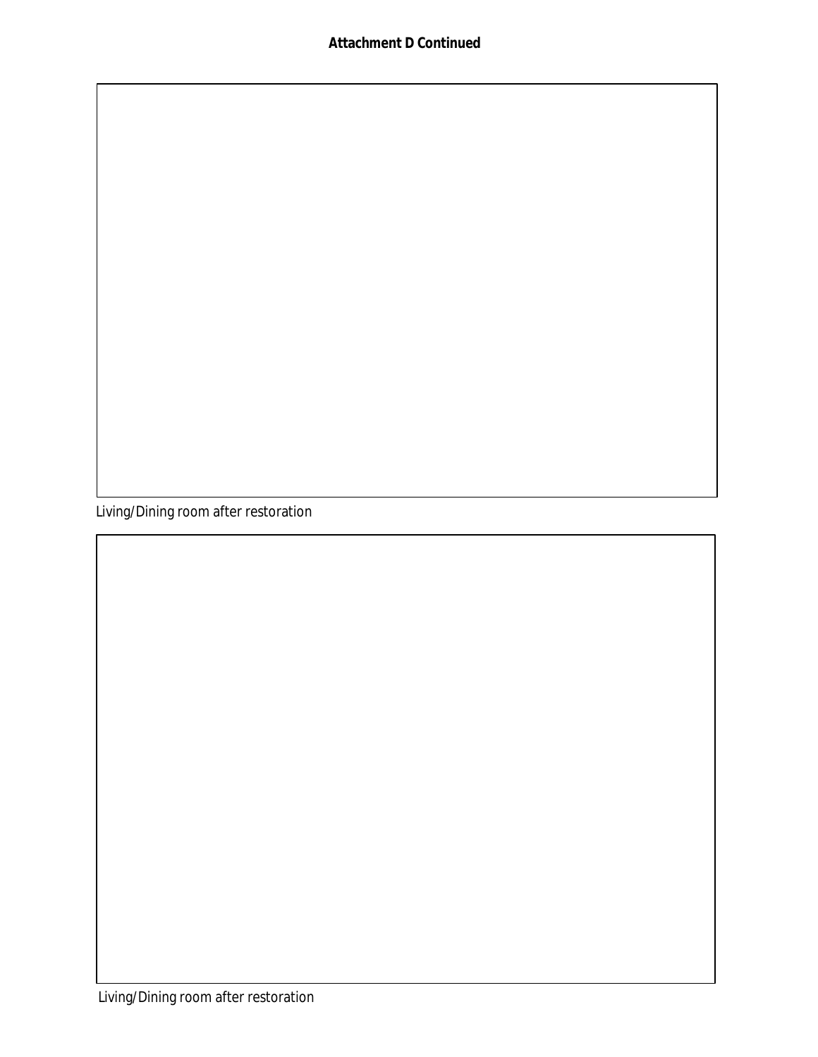**Attachment D Continued**

Living/Dining room after restoration

Living/Dining room after restoration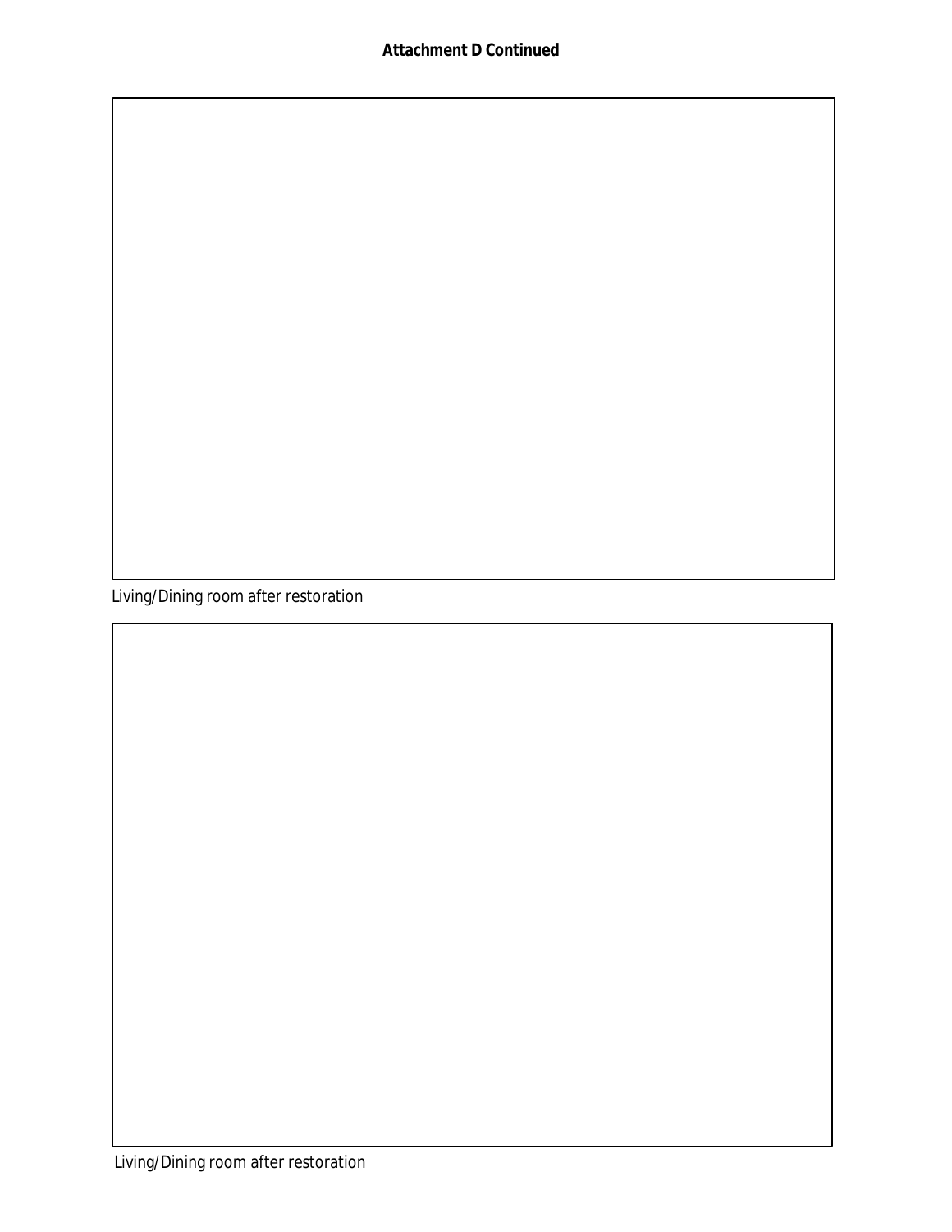**Attachment D Continued**

Living/Dining room after restoration

Living/Dining room after restoration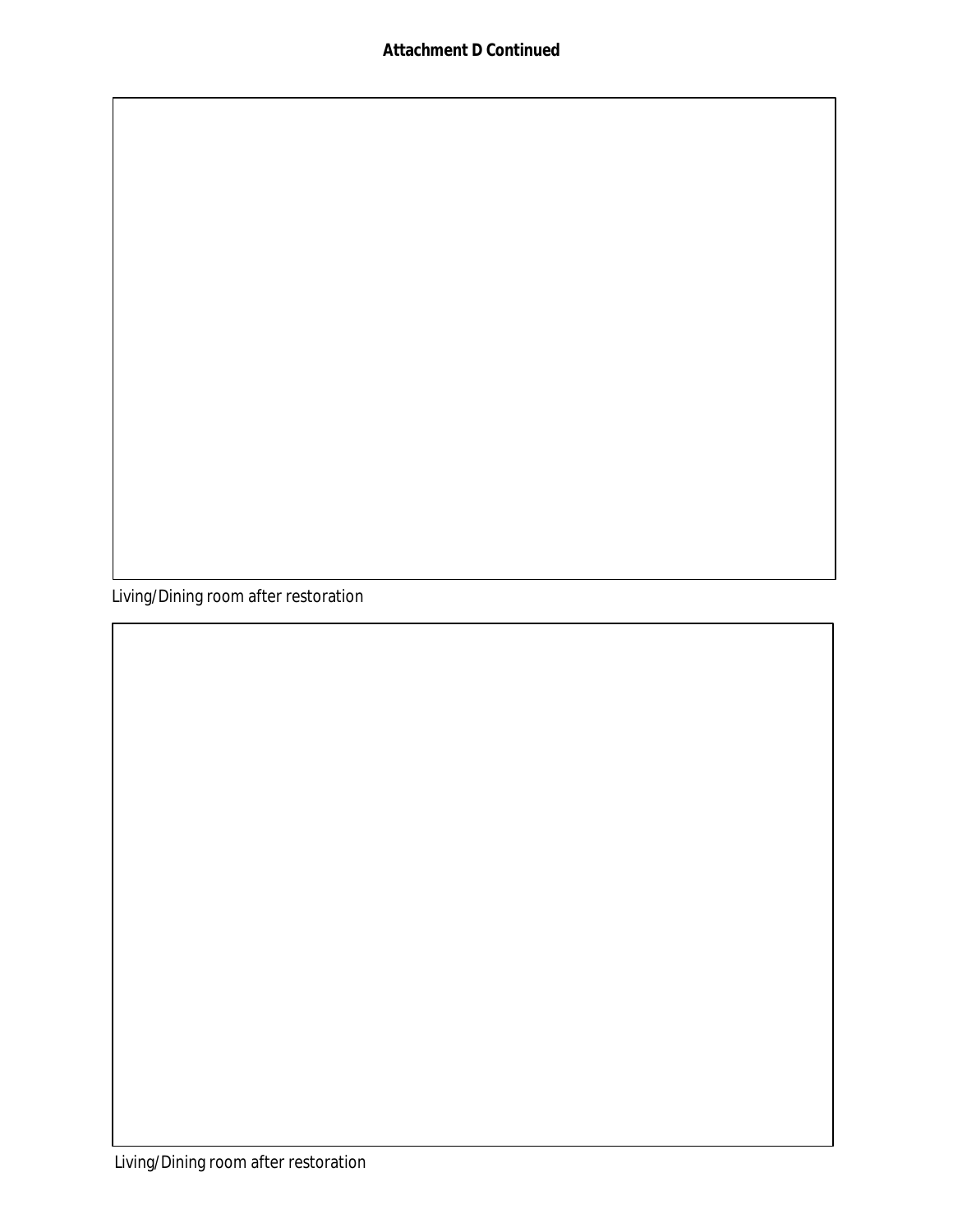**Attachment D Continued**

Living/Dining room after restoration

Living/Dining room after restoration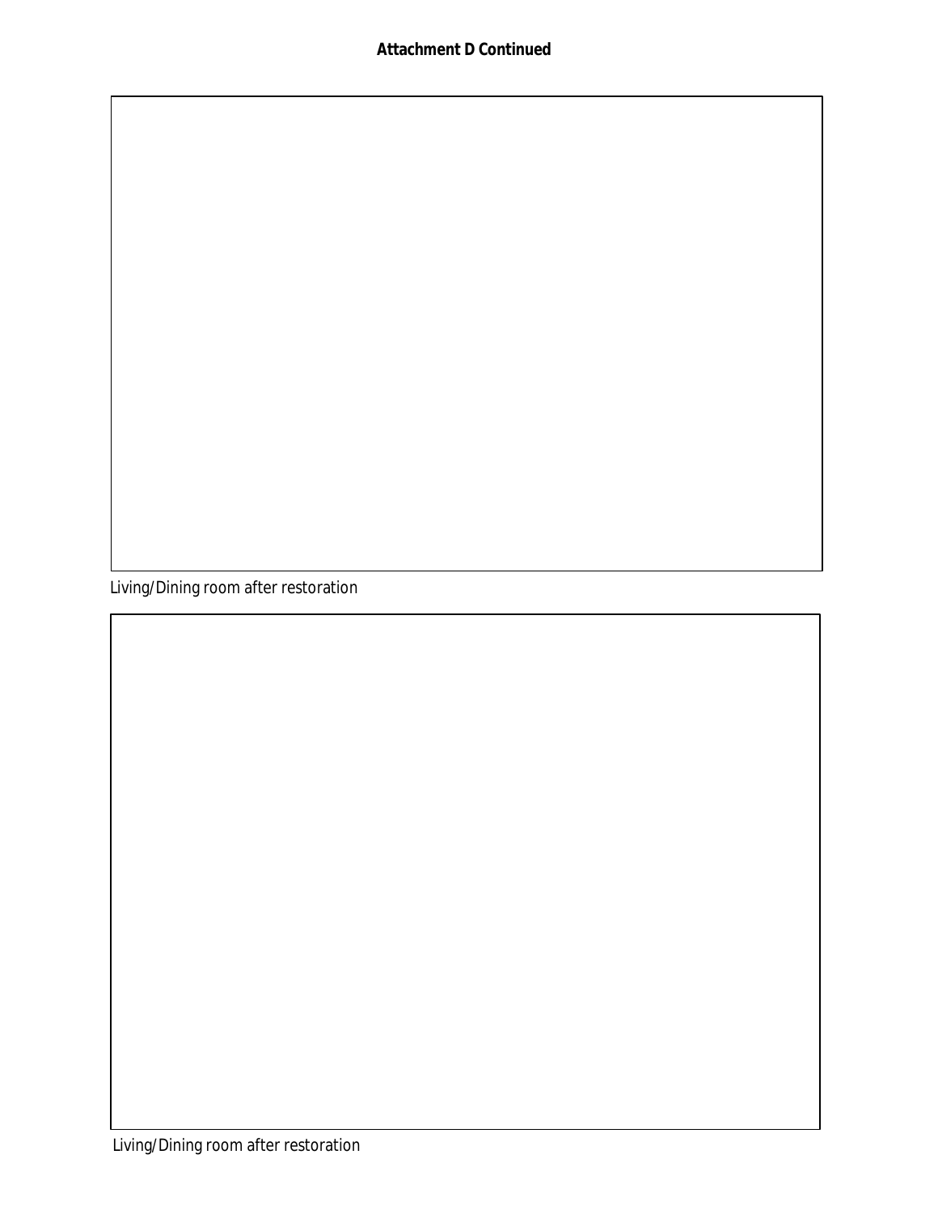**Attachment D Continued**

Living/Dining room after restoration

Living/Dining room after restoration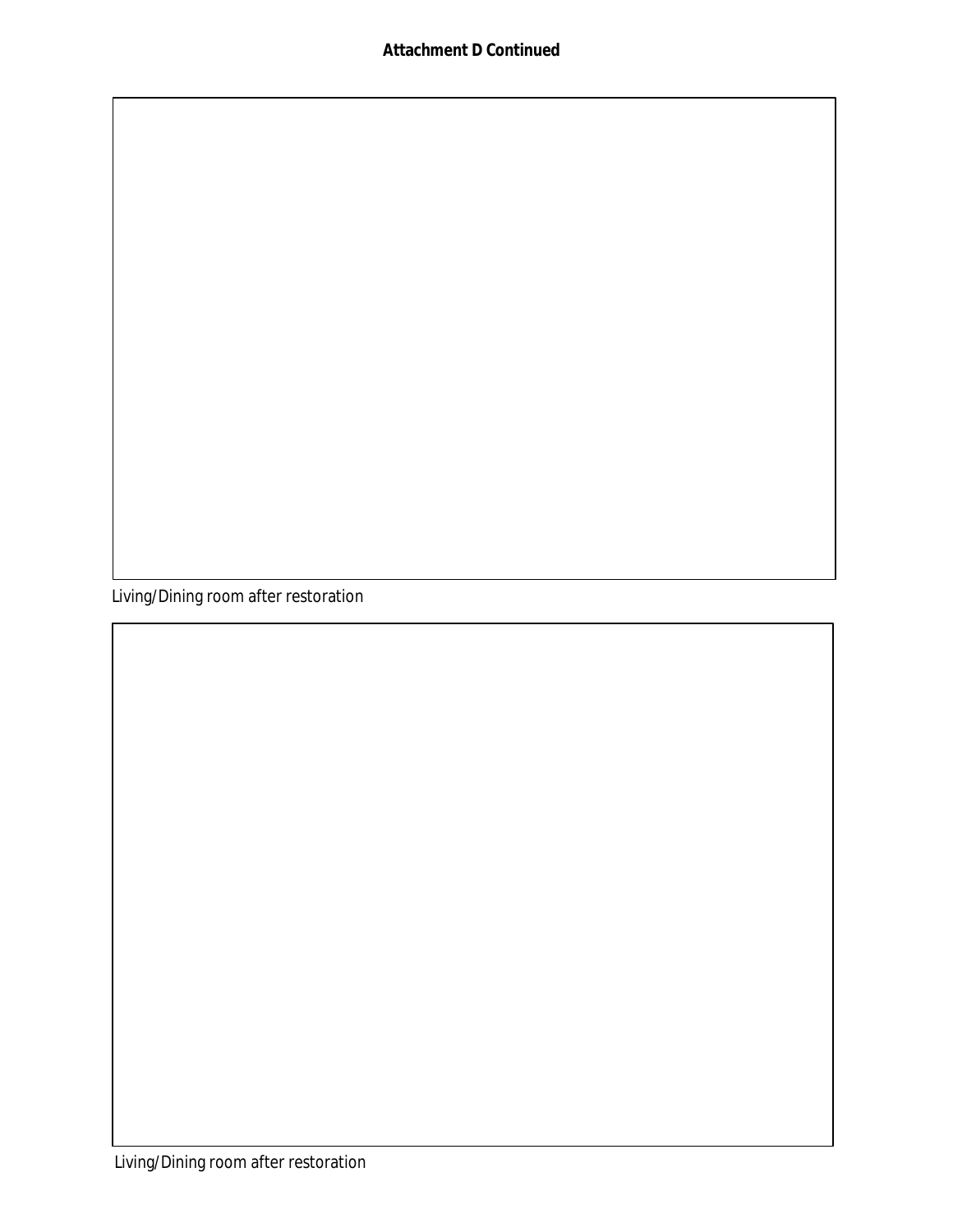**Attachment D Continued**

Living/Dining room after restoration

Living/Dining room after restoration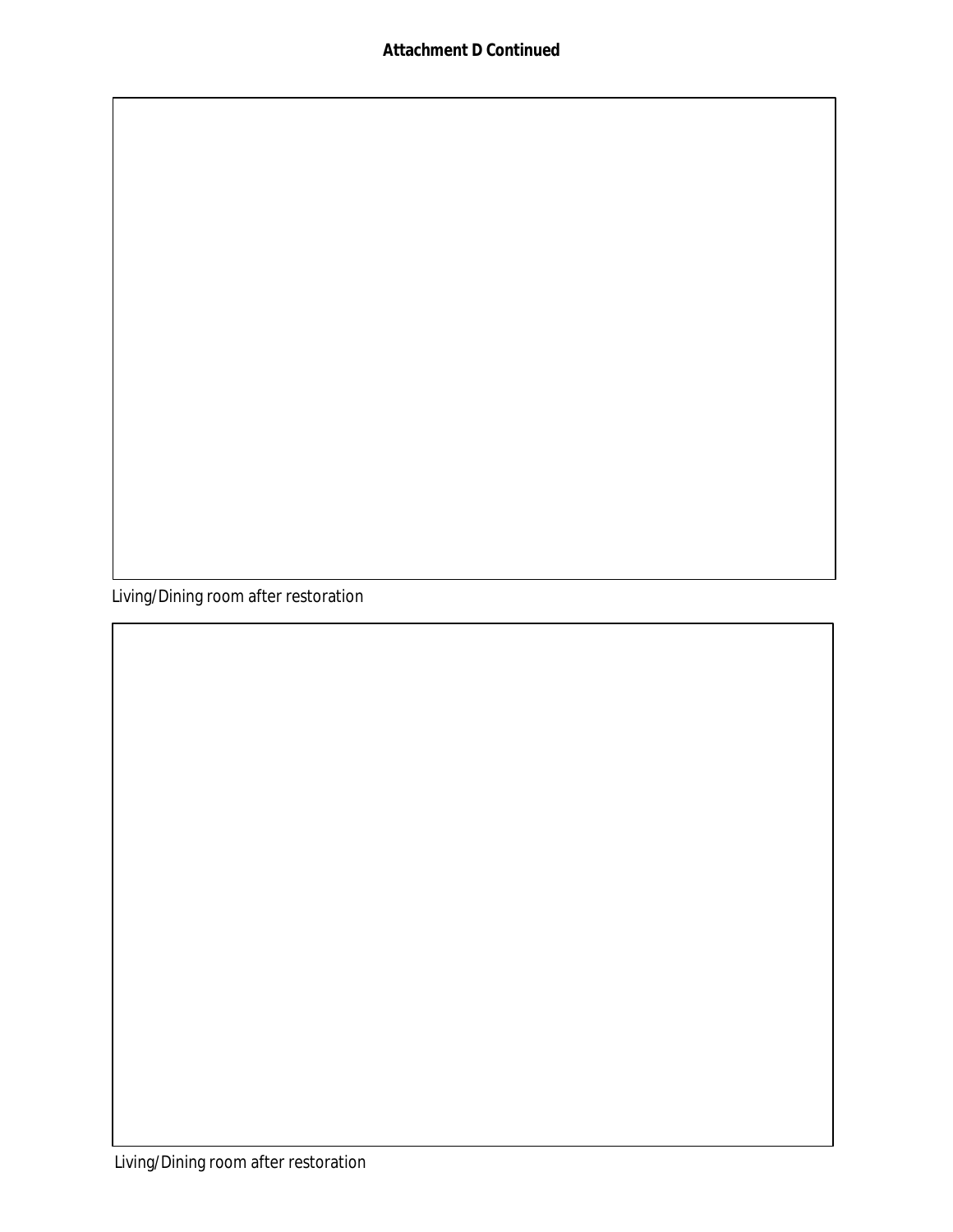**Attachment D Continued**

Living/Dining room after restoration

Living/Dining room after restoration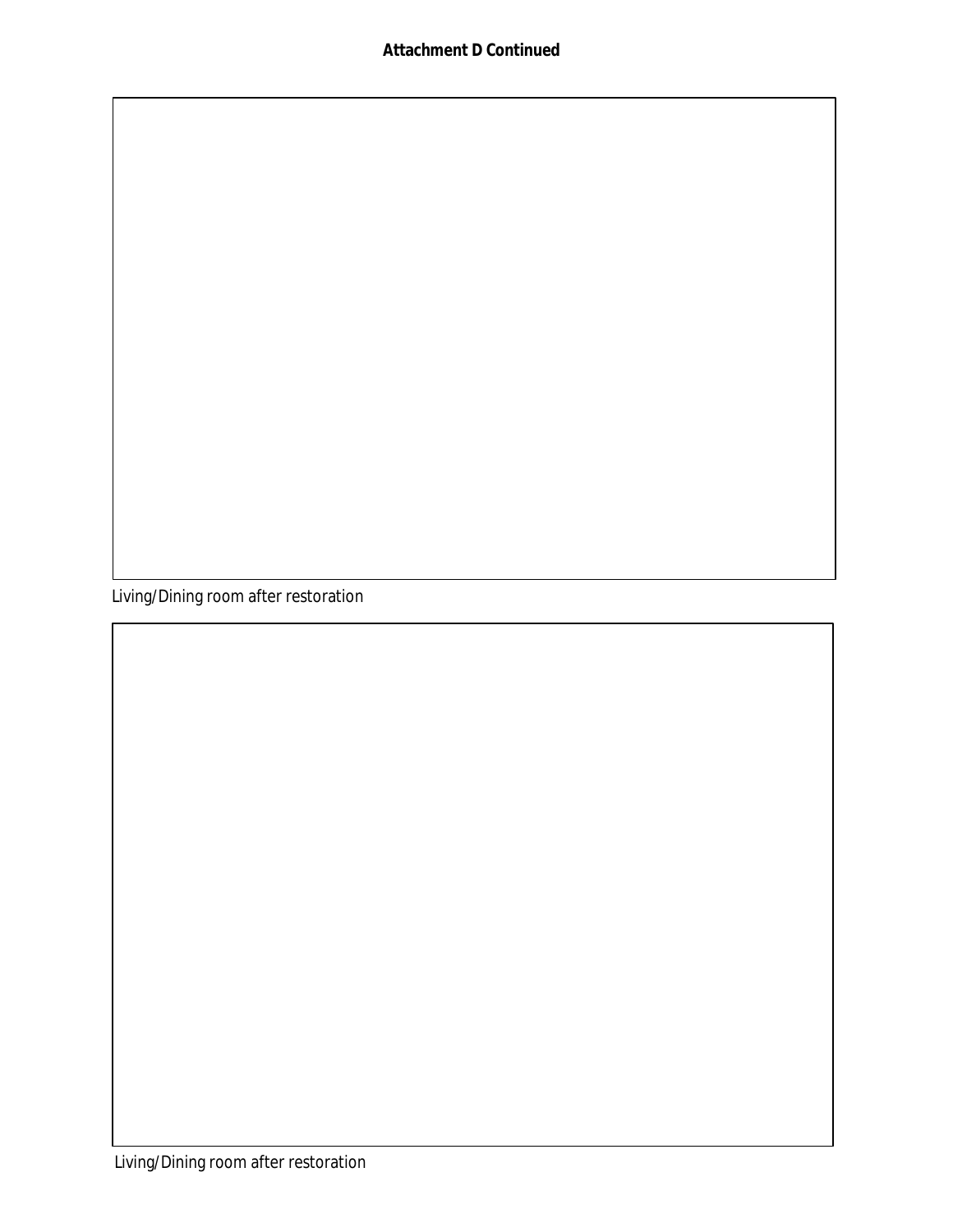**Attachment D Continued**

Living/Dining room after restoration

Living/Dining room after restoration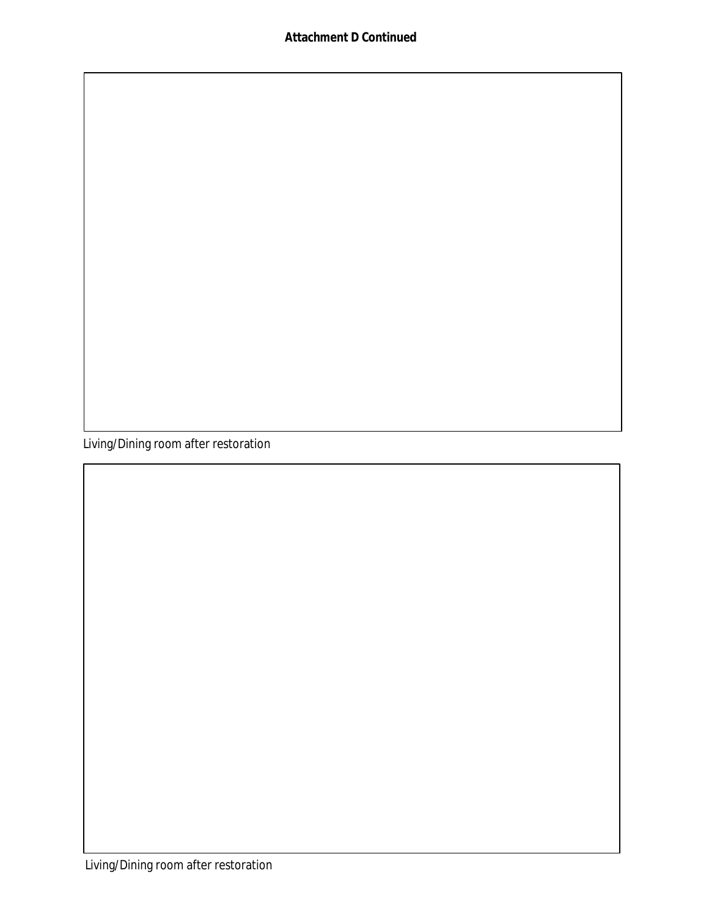**Attachment D Continued**

Living/Dining room after restoration

Living/Dining room after restoration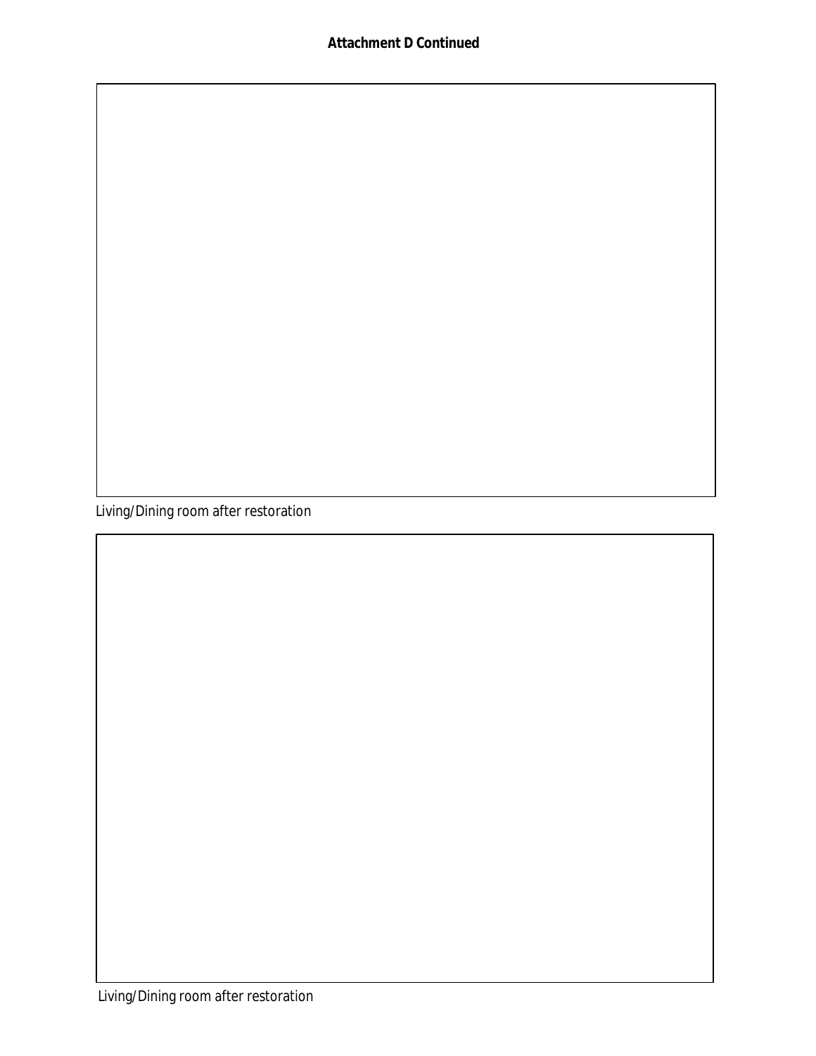**Attachment D Continued**

Living/Dining room after restoration

Living/Dining room after restoration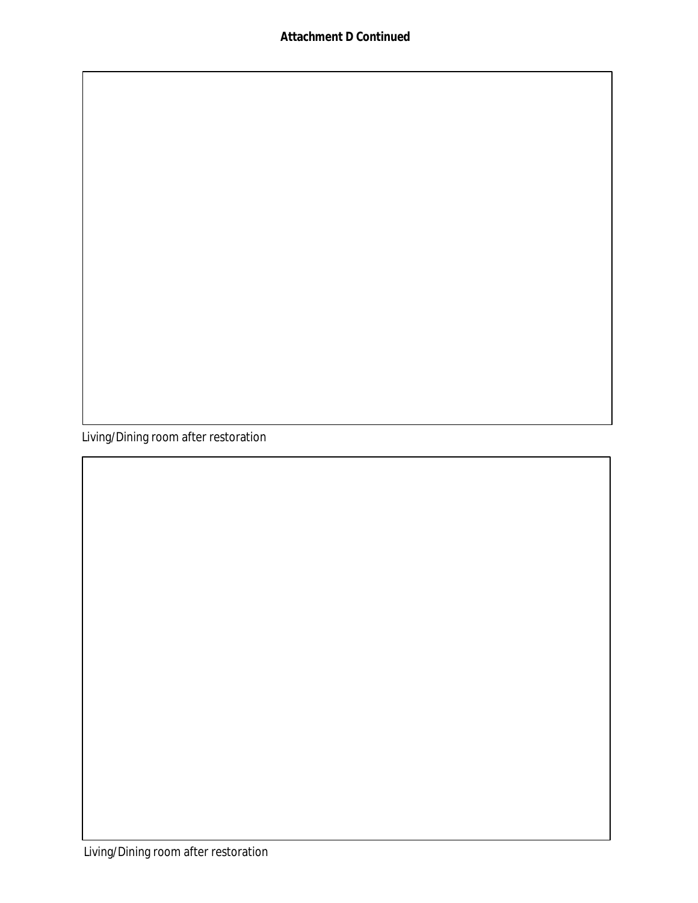**Attachment D Continued**

Living/Dining room after restoration

Living/Dining room after restoration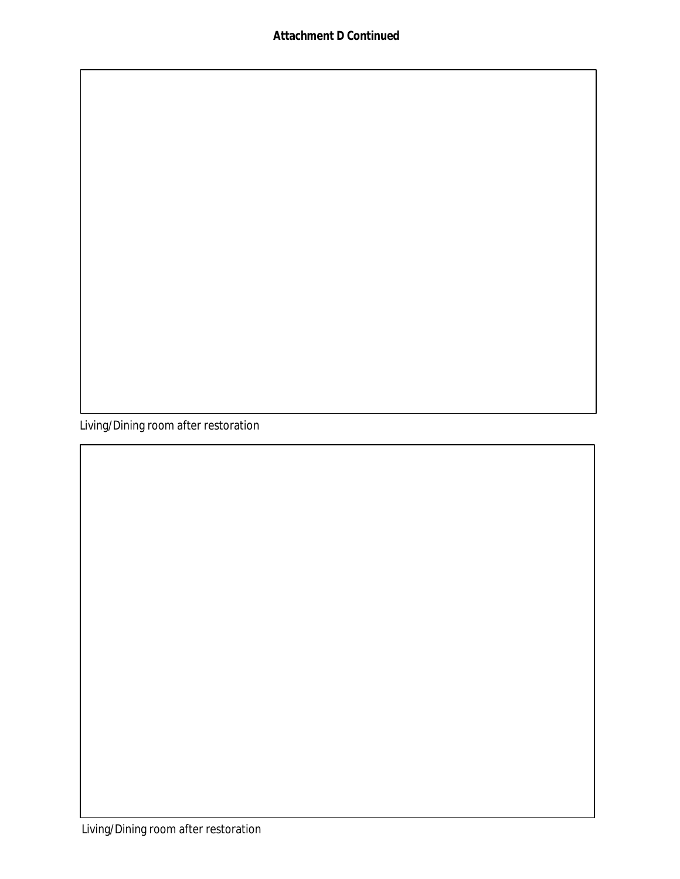**Attachment D Continued**

Living/Dining room after restoration

Living/Dining room after restoration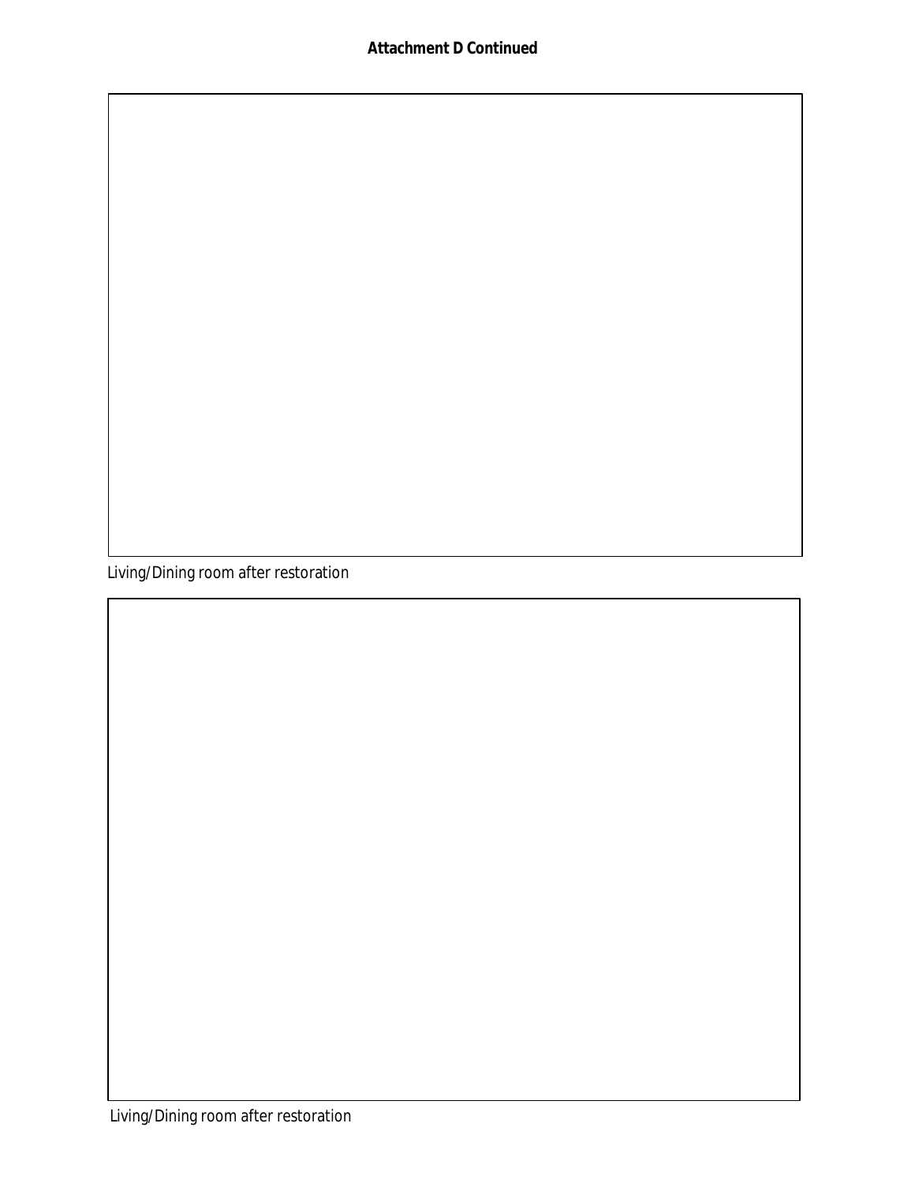**Attachment D Continued**

Living/Dining room after restoration

Living/Dining room after restoration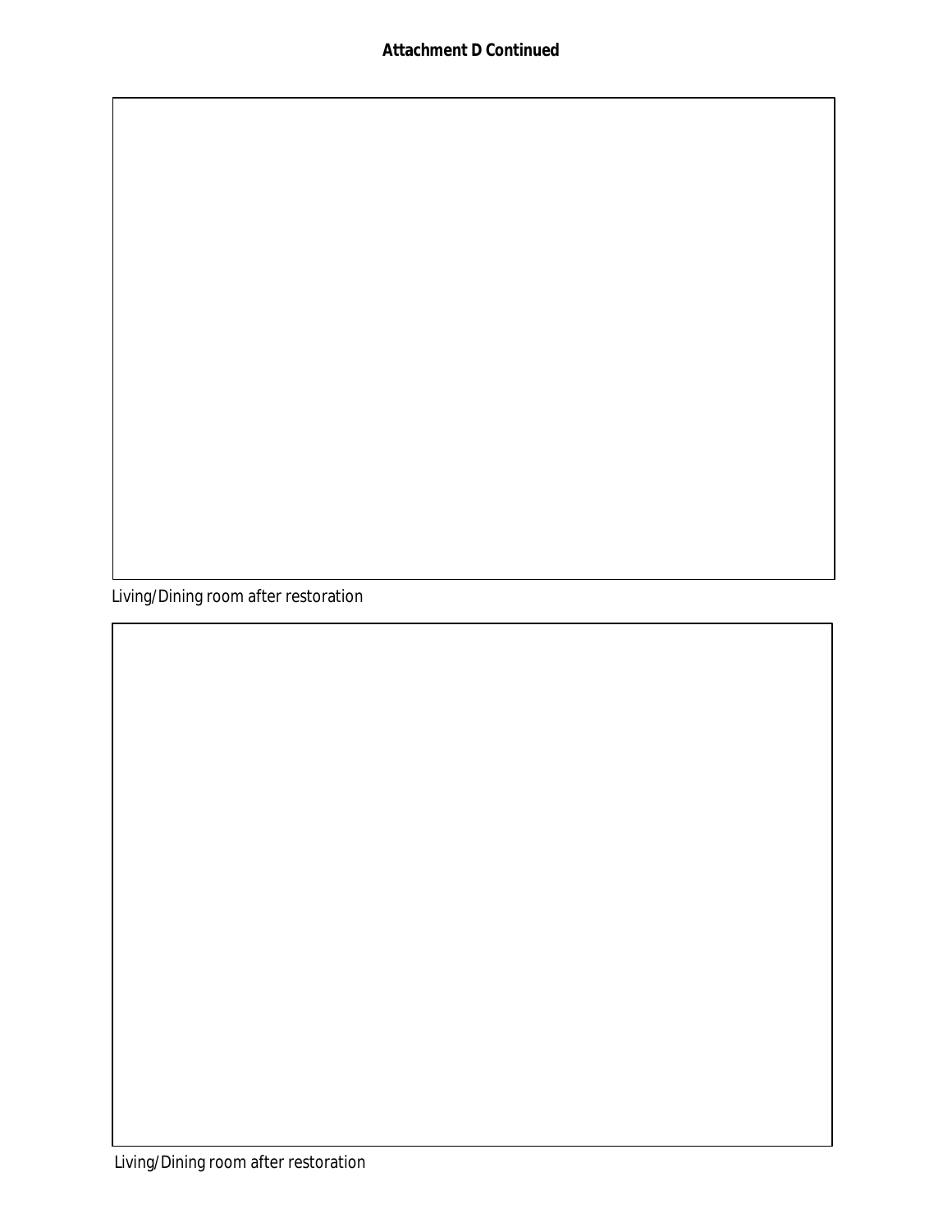**Attachment D Continued**

Living/Dining room after restoration

Living/Dining room after restoration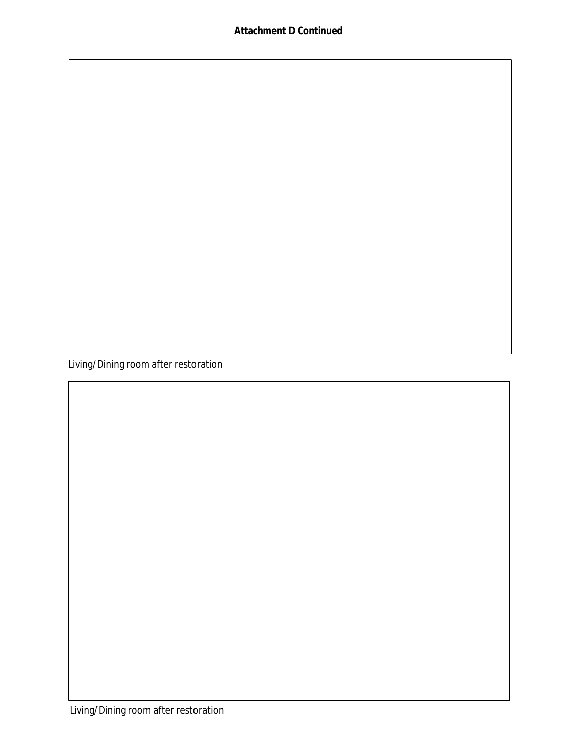**Attachment D Continued**

Living/Dining room after restoration

Living/Dining room after restoration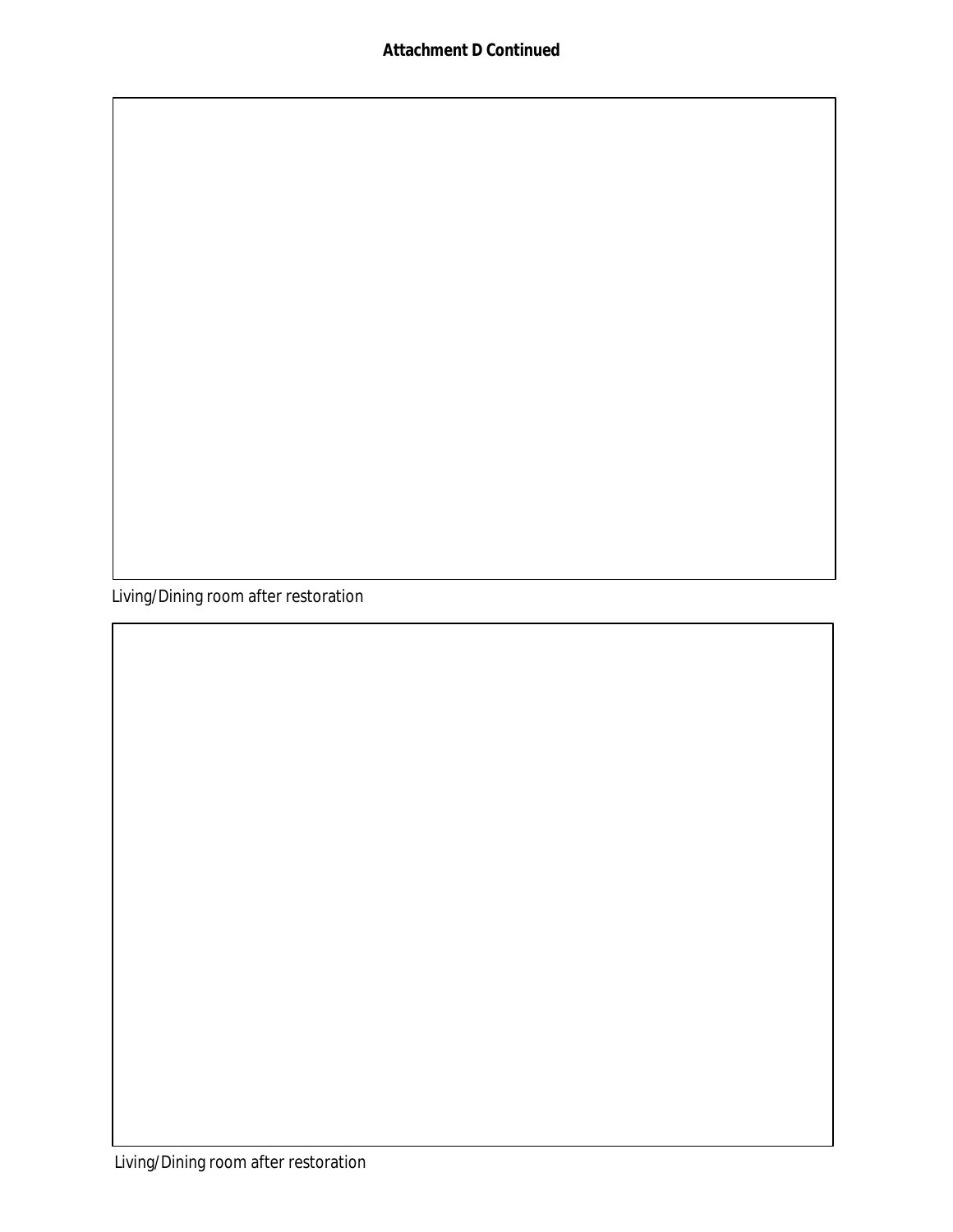**Attachment D Continued**

Living/Dining room after restoration

Living/Dining room after restoration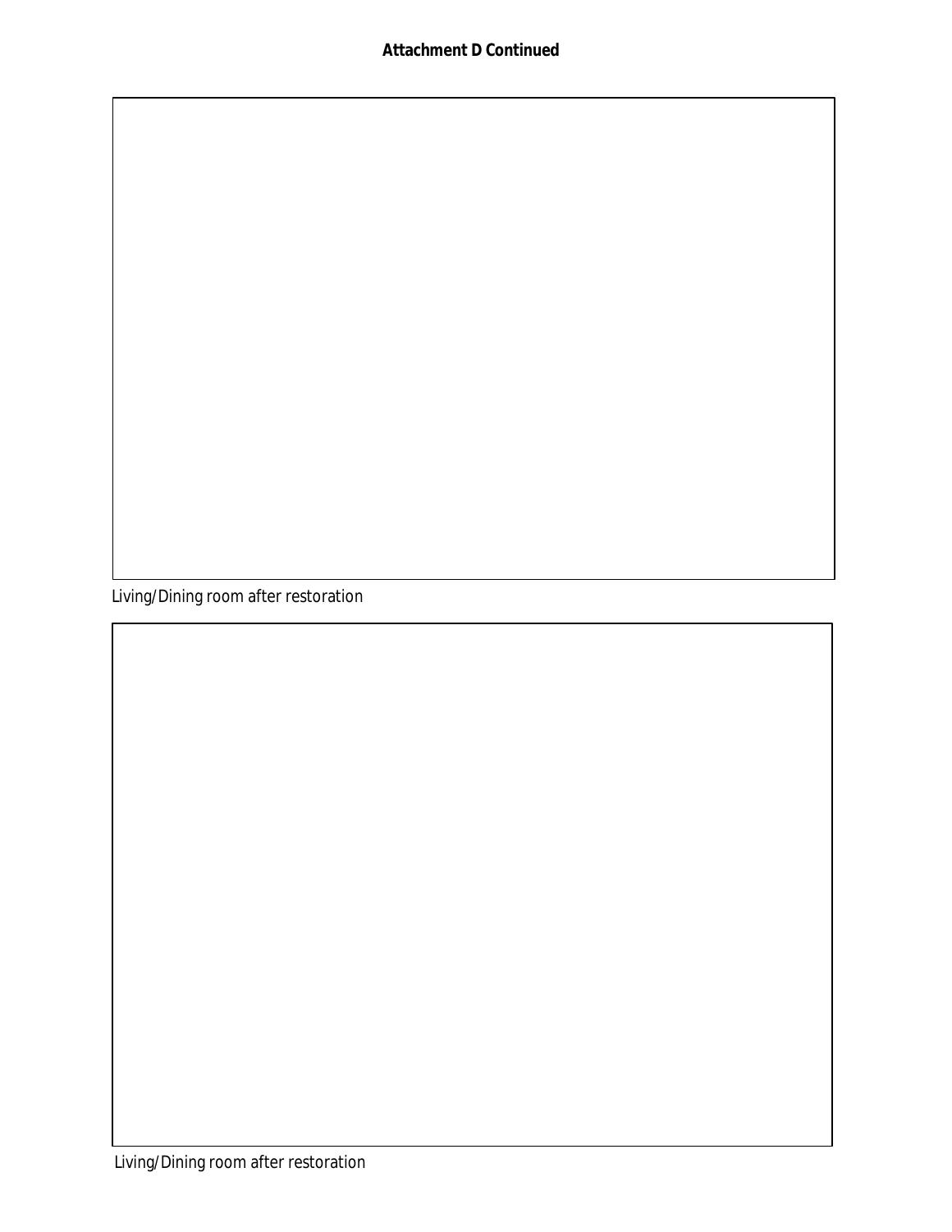**Attachment D Continued**

Living/Dining room after restoration

Living/Dining room after restoration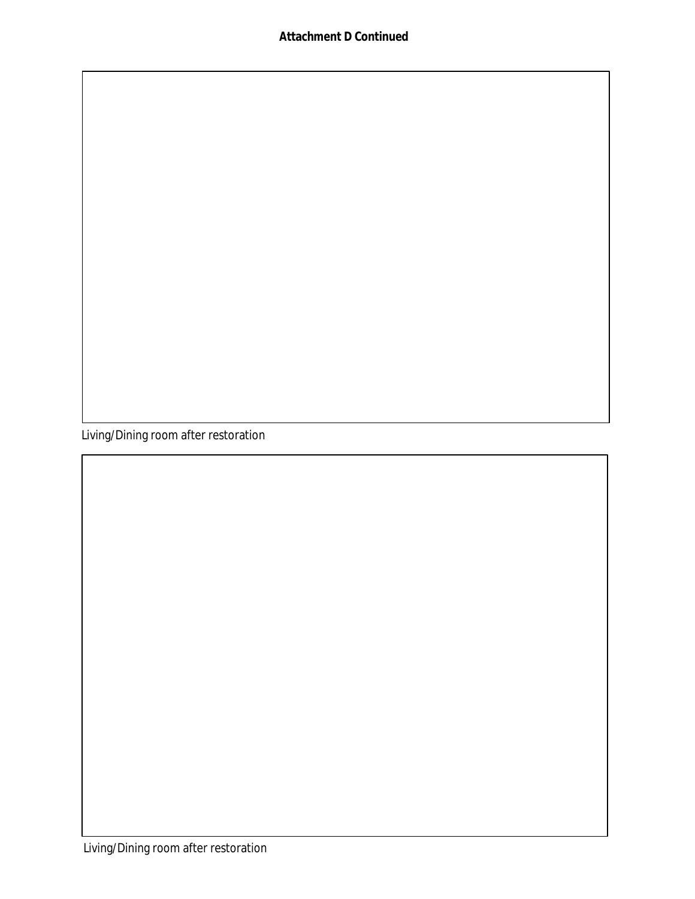**Attachment D Continued**

Living/Dining room after restoration

Living/Dining room after restoration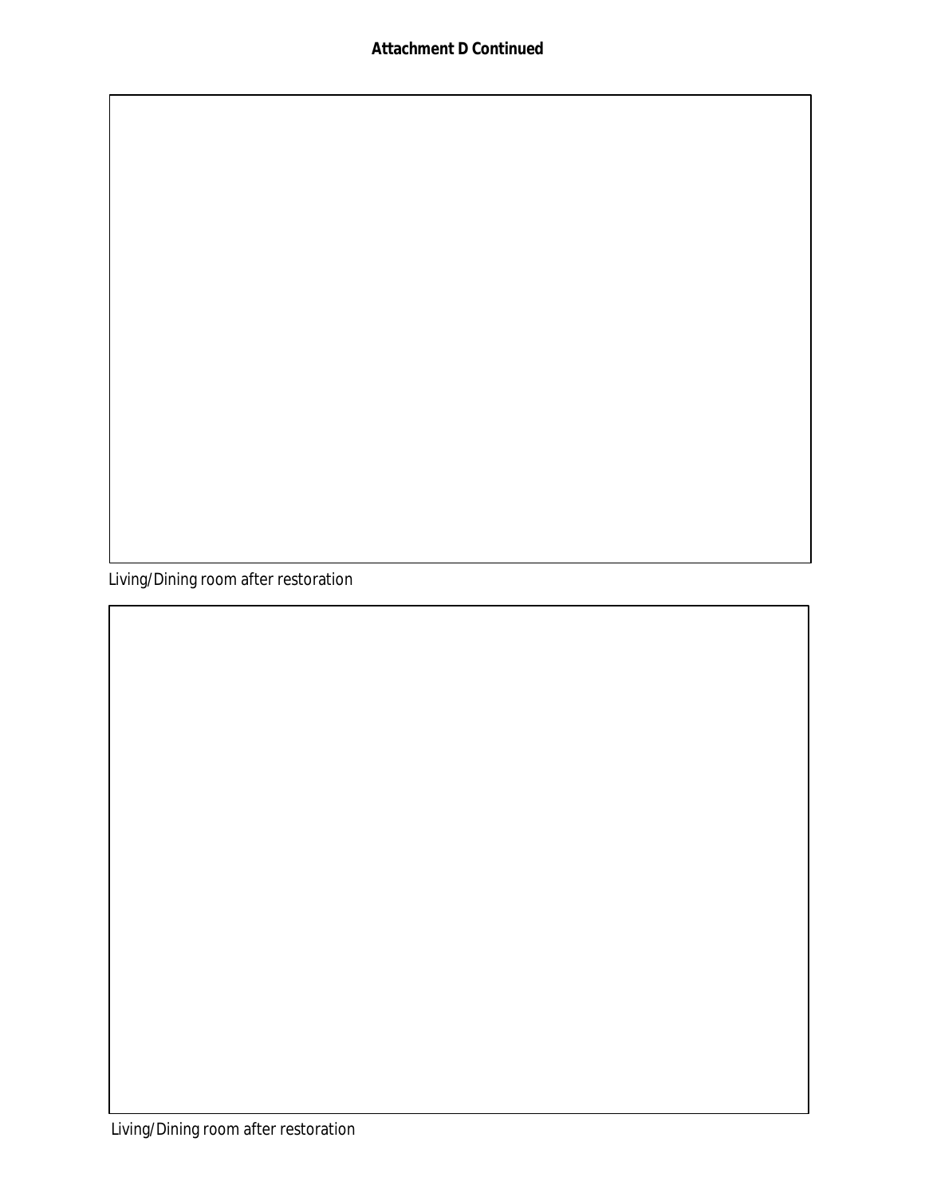**Attachment D Continued**

Living/Dining room after restoration

Living/Dining room after restoration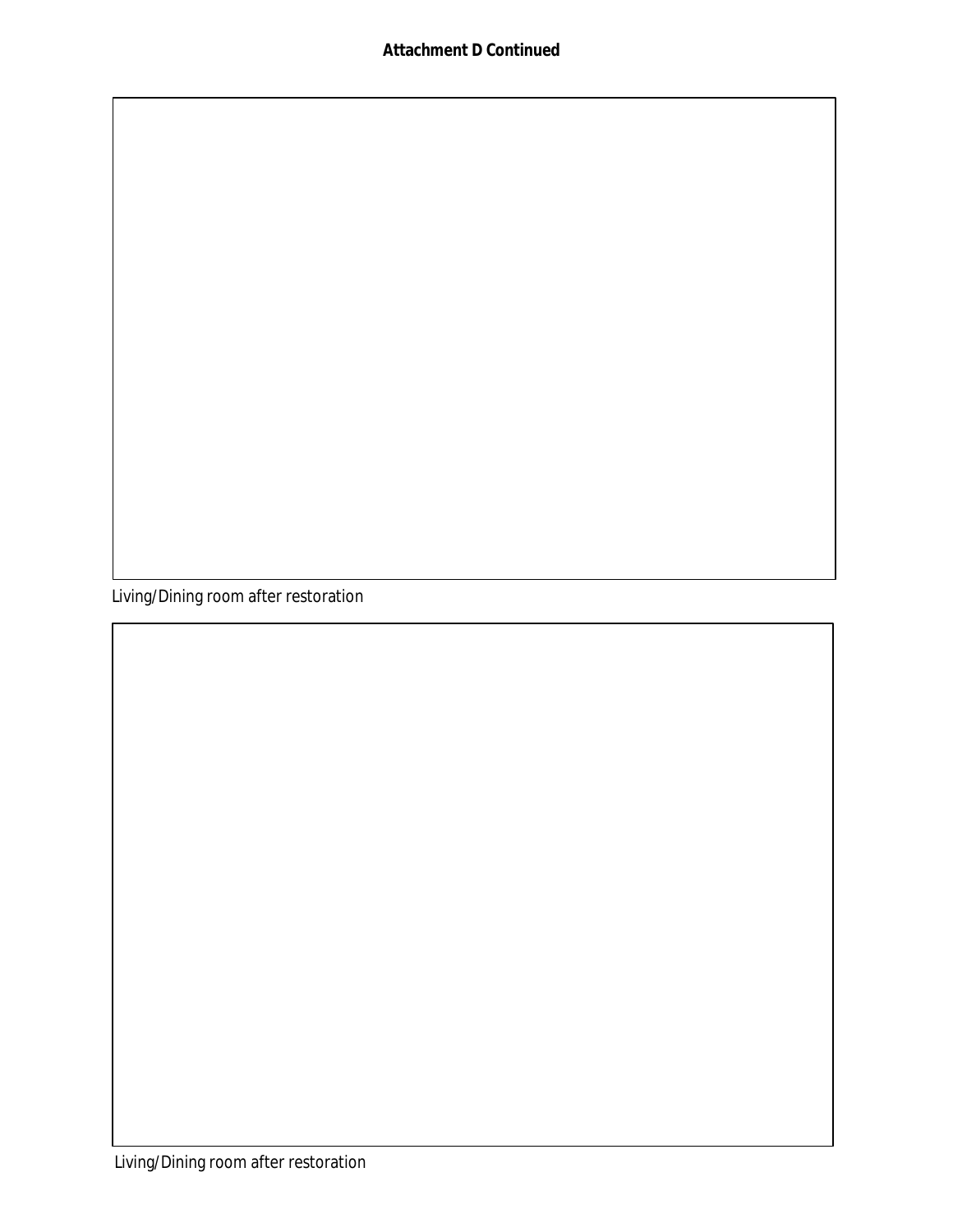**Attachment D Continued**

Living/Dining room after restoration

Living/Dining room after restoration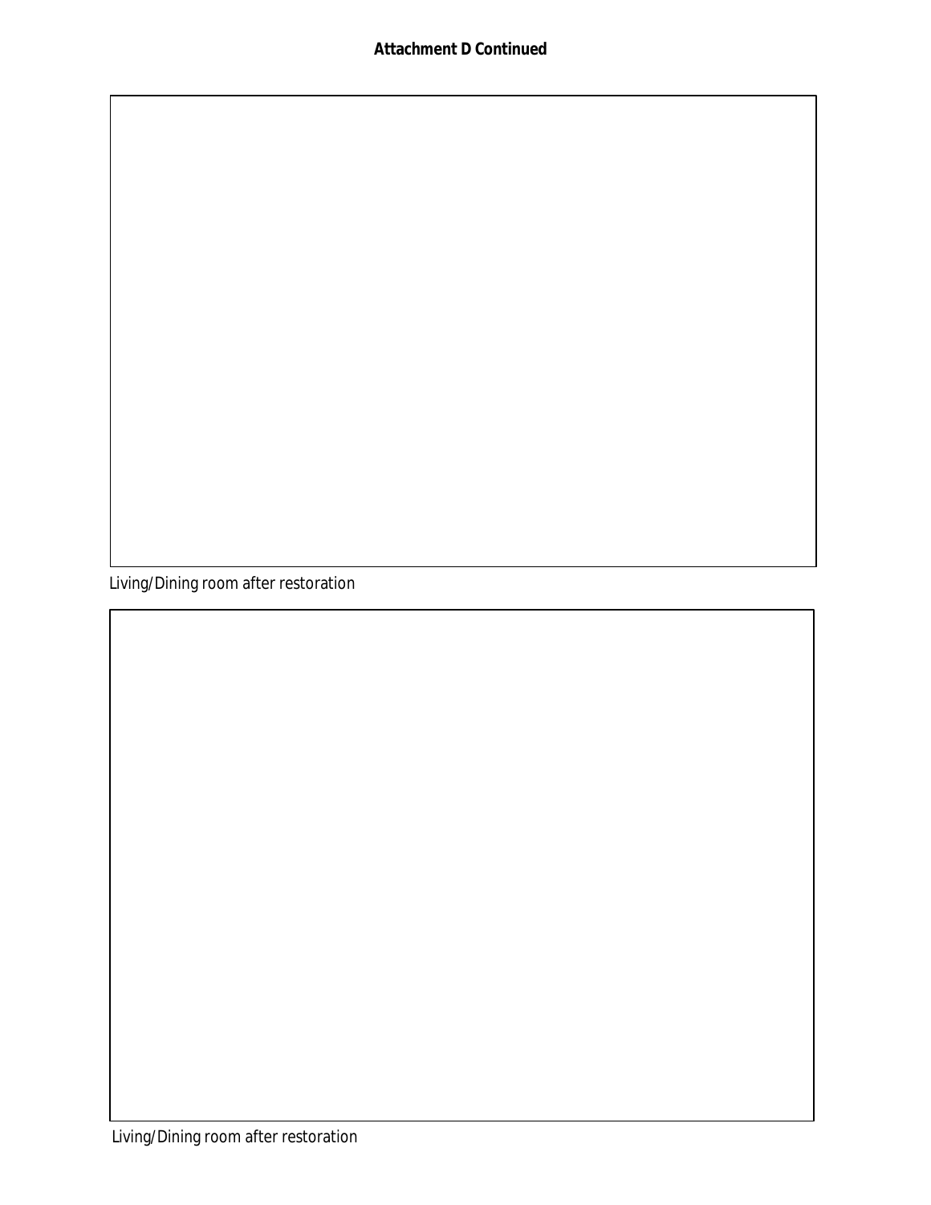**Attachment D Continued**

Living/Dining room after restoration

Living/Dining room after restoration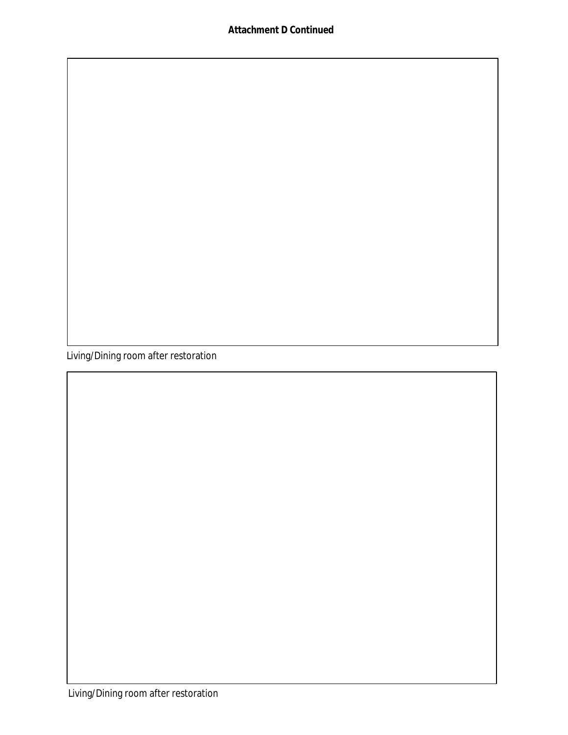**Attachment D Continued**

Living/Dining room after restoration

Living/Dining room after restoration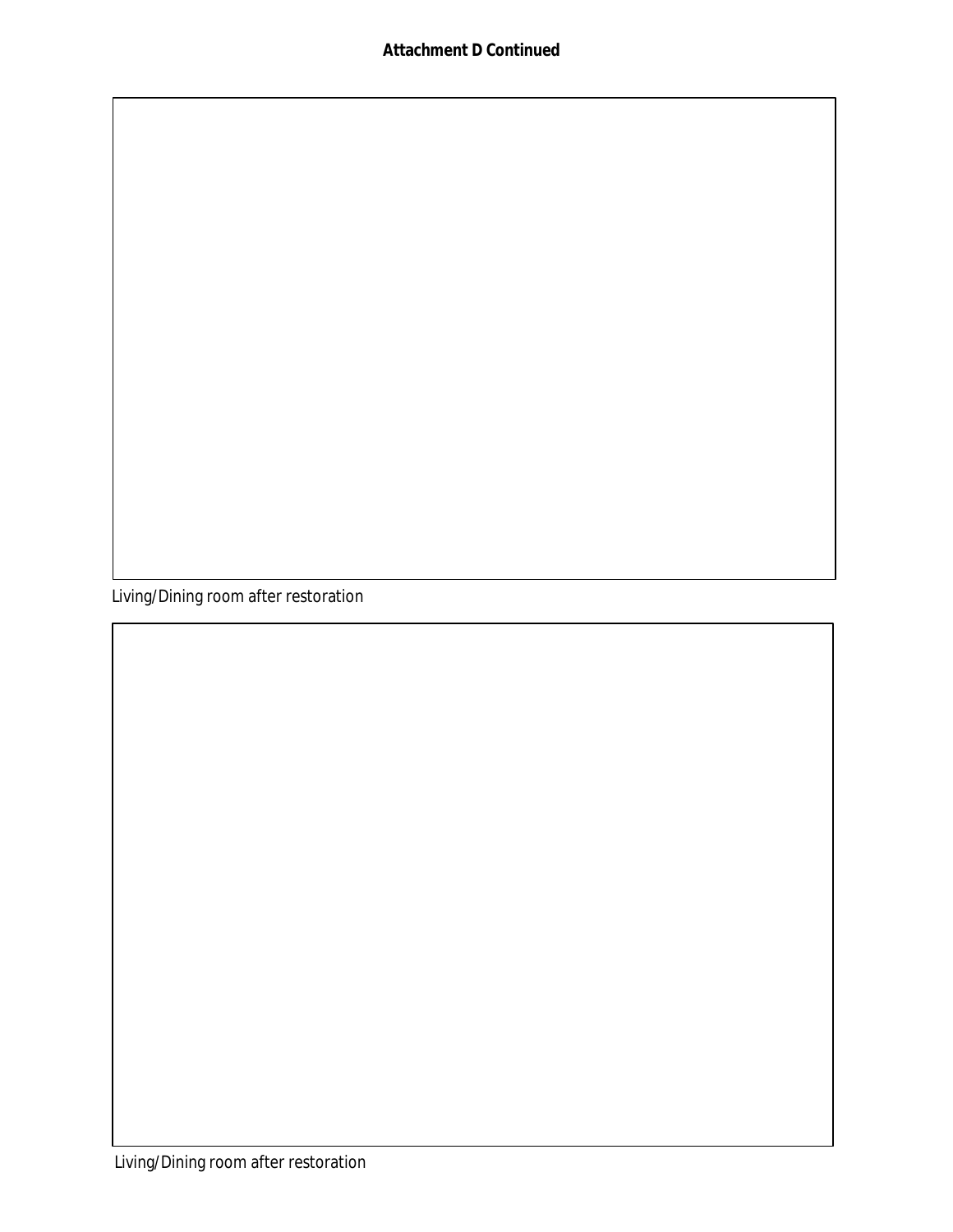**Attachment D Continued**

Living/Dining room after restoration

Living/Dining room after restoration